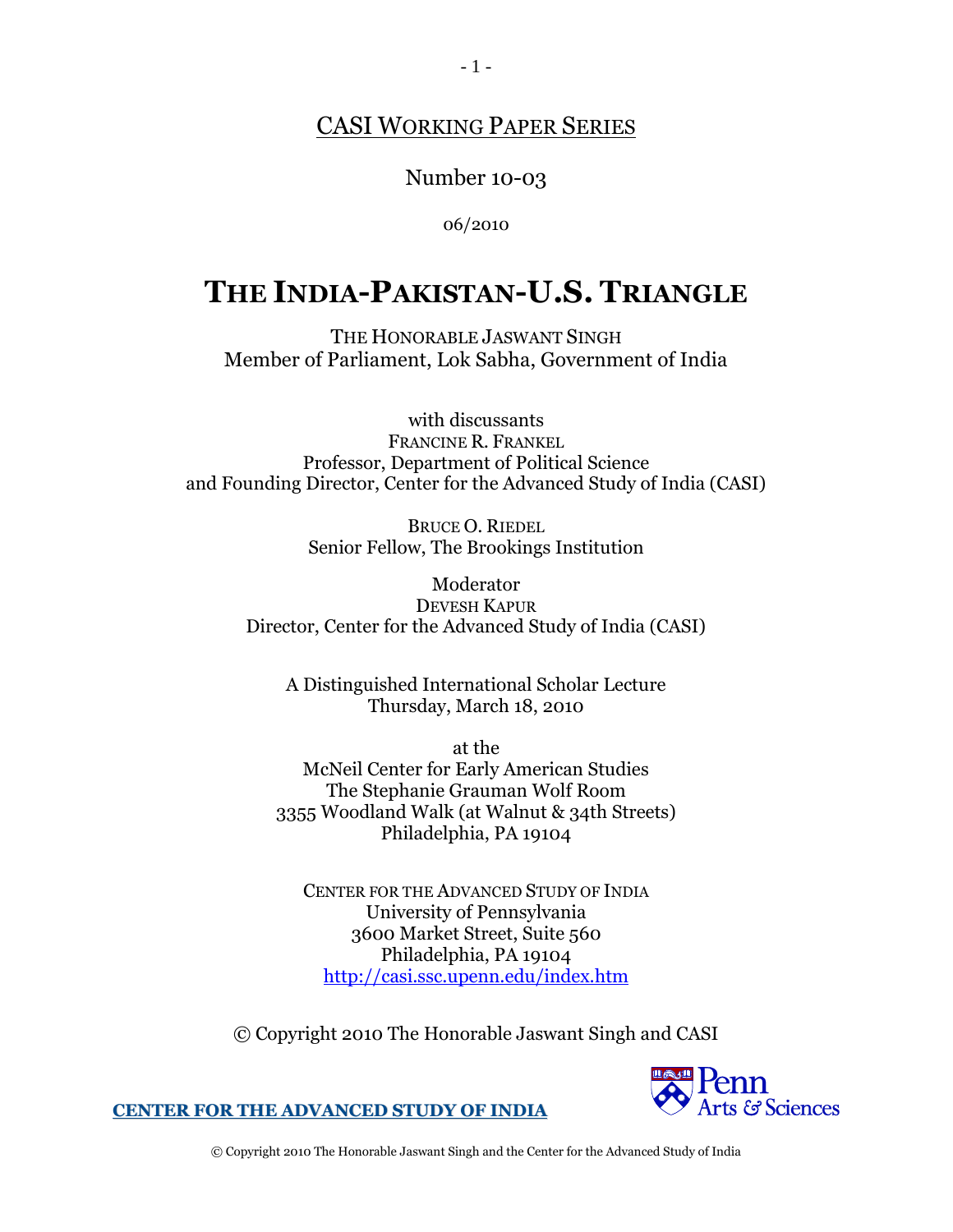CASI WORKING PAPER SERIES

Number 10-03

06/2010

# THE INDIA-PAKISTAN-U.S. TRIANGLE

THE HONORABLE JASWANT SINGH
Member of Parliament, Lok Sabha, Government of India

with discussants
FRANCINE R. FRANKEL
Professor, Department of Political Science
and Founding Director, Center for the Advanced Study of India (CASI)

BRUCE O. RIEDEL
Senior Fellow, The Brookings Institution

Moderator
DEVESH KAPUR
Director, Center for the Advanced Study of India (CASI)

A Distinguished International Scholar Lecture
Thursday, March 18, 2010

at the
McNeil Center for Early American Studies
The Stephanie Grauman Wolf Room
3355 Woodland Walk (at Walnut & 34th Streets)
Philadelphia, PA 19104

CENTER FOR THE ADVANCED STUDY OF INDIA
University of Pennsylvania
3600 Market Street, Suite 560
Philadelphia, PA 19104
http://casi.ssc.upenn.edu/index.htm

© Copyright 2010 The Honorable Jaswant Singh and CASI

CENTER FOR THE ADVANCED STUDY OF INDIA

Penn Arts & Sciences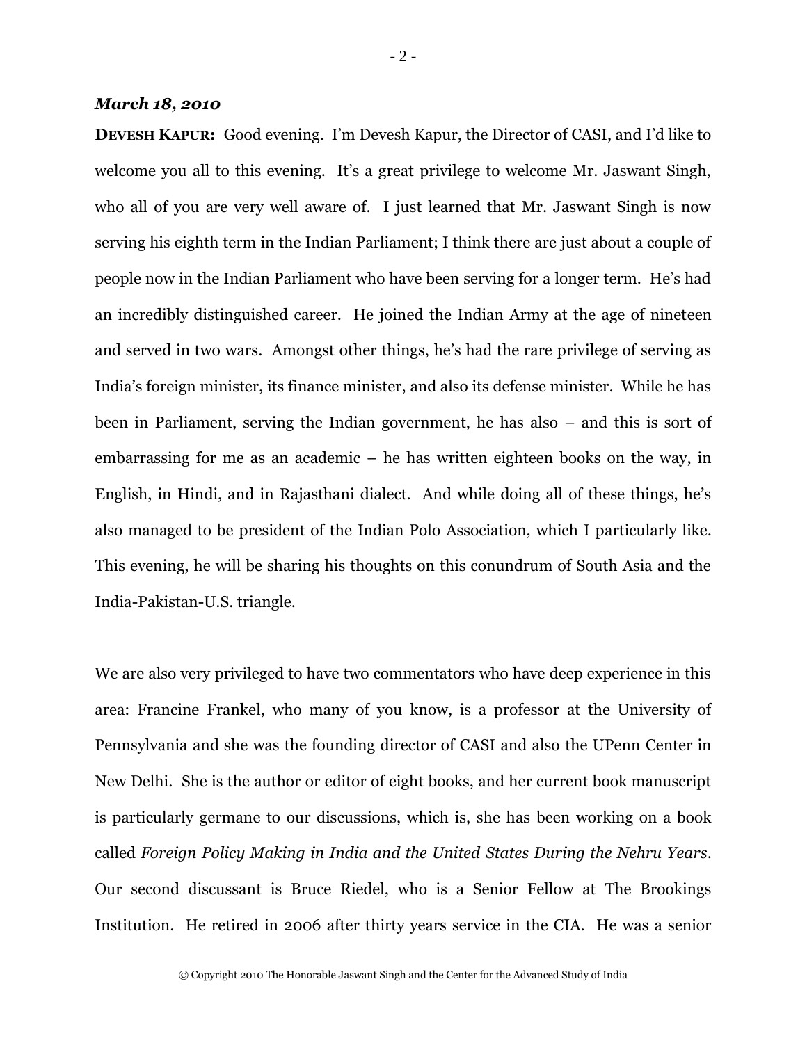***March 18, 2010***

**DEVESH KAPUR:** Good evening. I'm Devesh Kapur, the Director of CASI, and I'd like to welcome you all to this evening. It's a great privilege to welcome Mr. Jaswant Singh, who all of you are very well aware of. I just learned that Mr. Jaswant Singh is now serving his eighth term in the Indian Parliament; I think there are just about a couple of people now in the Indian Parliament who have been serving for a longer term. He's had an incredibly distinguished career. He joined the Indian Army at the age of nineteen and served in two wars. Amongst other things, he's had the rare privilege of serving as India's foreign minister, its finance minister, and also its defense minister. While he has been in Parliament, serving the Indian government, he has also – and this is sort of embarrassing for me as an academic – he has written eighteen books on the way, in English, in Hindi, and in Rajasthani dialect. And while doing all of these things, he's also managed to be president of the Indian Polo Association, which I particularly like. This evening, he will be sharing his thoughts on this conundrum of South Asia and the India-Pakistan-U.S. triangle.

We are also very privileged to have two commentators who have deep experience in this area: Francine Frankel, who many of you know, is a professor at the University of Pennsylvania and she was the founding director of CASI and also the UPenn Center in New Delhi. She is the author or editor of eight books, and her current book manuscript is particularly germane to our discussions, which is, she has been working on a book called *Foreign Policy Making in India and the United States During the Nehru Years*. Our second discussant is Bruce Riedel, who is a Senior Fellow at The Brookings Institution. He retired in 2006 after thirty years service in the CIA. He was a senior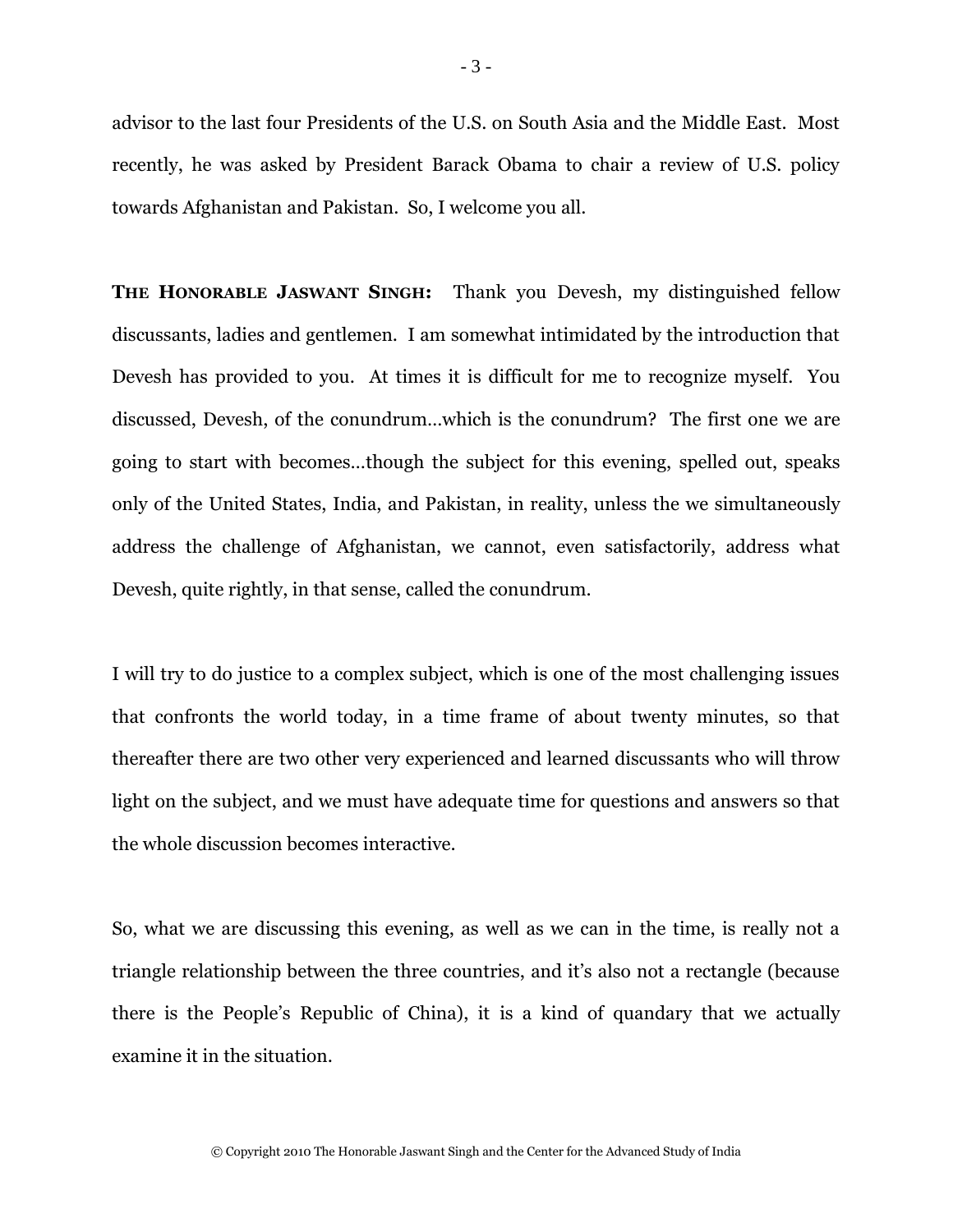advisor to the last four Presidents of the U.S. on South Asia and the Middle East. Most recently, he was asked by President Barack Obama to chair a review of U.S. policy towards Afghanistan and Pakistan. So, I welcome you all.

**THE HONORABLE JASWANT SINGH:** Thank you Devesh, my distinguished fellow discussants, ladies and gentlemen. I am somewhat intimidated by the introduction that Devesh has provided to you. At times it is difficult for me to recognize myself. You discussed, Devesh, of the conundrum…which is the conundrum? The first one we are going to start with becomes…though the subject for this evening, spelled out, speaks only of the United States, India, and Pakistan, in reality, unless the we simultaneously address the challenge of Afghanistan, we cannot, even satisfactorily, address what Devesh, quite rightly, in that sense, called the conundrum.

I will try to do justice to a complex subject, which is one of the most challenging issues that confronts the world today, in a time frame of about twenty minutes, so that thereafter there are two other very experienced and learned discussants who will throw light on the subject, and we must have adequate time for questions and answers so that the whole discussion becomes interactive.

So, what we are discussing this evening, as well as we can in the time, is really not a triangle relationship between the three countries, and it's also not a rectangle (because there is the People's Republic of China), it is a kind of quandary that we actually examine it in the situation.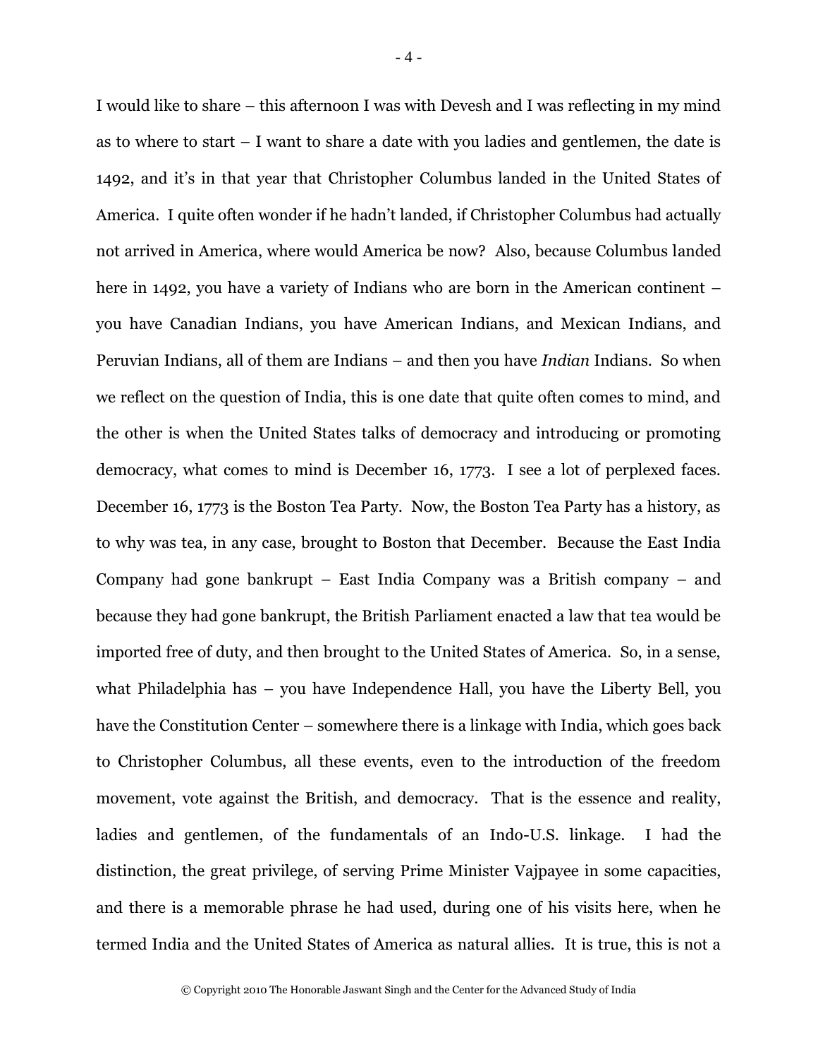I would like to share – this afternoon I was with Devesh and I was reflecting in my mind as to where to start – I want to share a date with you ladies and gentlemen, the date is 1492, and it's in that year that Christopher Columbus landed in the United States of America. I quite often wonder if he hadn't landed, if Christopher Columbus had actually not arrived in America, where would America be now? Also, because Columbus landed here in 1492, you have a variety of Indians who are born in the American continent – you have Canadian Indians, you have American Indians, and Mexican Indians, and Peruvian Indians, all of them are Indians – and then you have *Indian* Indians. So when we reflect on the question of India, this is one date that quite often comes to mind, and the other is when the United States talks of democracy and introducing or promoting democracy, what comes to mind is December 16, 1773. I see a lot of perplexed faces. December 16, 1773 is the Boston Tea Party. Now, the Boston Tea Party has a history, as to why was tea, in any case, brought to Boston that December. Because the East India Company had gone bankrupt – East India Company was a British company – and because they had gone bankrupt, the British Parliament enacted a law that tea would be imported free of duty, and then brought to the United States of America. So, in a sense, what Philadelphia has – you have Independence Hall, you have the Liberty Bell, you have the Constitution Center – somewhere there is a linkage with India, which goes back to Christopher Columbus, all these events, even to the introduction of the freedom movement, vote against the British, and democracy. That is the essence and reality, ladies and gentlemen, of the fundamentals of an Indo-U.S. linkage. I had the distinction, the great privilege, of serving Prime Minister Vajpayee in some capacities, and there is a memorable phrase he had used, during one of his visits here, when he termed India and the United States of America as natural allies. It is true, this is not a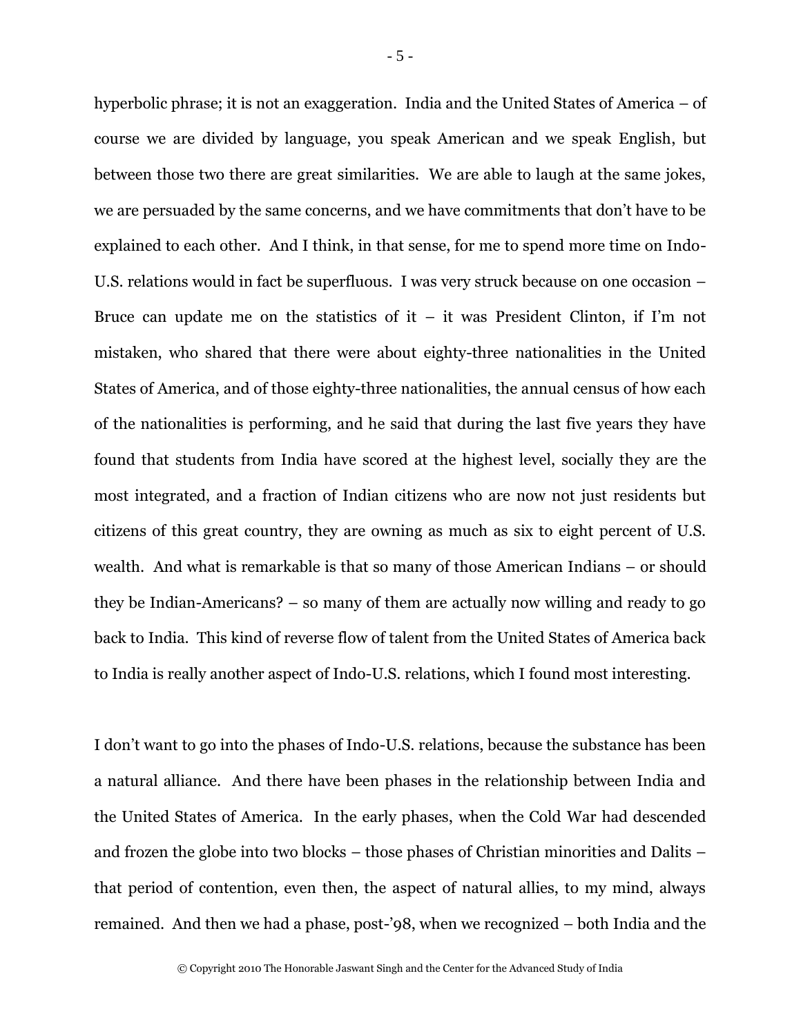hyperbolic phrase; it is not an exaggeration. India and the United States of America – of course we are divided by language, you speak American and we speak English, but between those two there are great similarities. We are able to laugh at the same jokes, we are persuaded by the same concerns, and we have commitments that don't have to be explained to each other. And I think, in that sense, for me to spend more time on Indo-U.S. relations would in fact be superfluous. I was very struck because on one occasion – Bruce can update me on the statistics of it – it was President Clinton, if I'm not mistaken, who shared that there were about eighty-three nationalities in the United States of America, and of those eighty-three nationalities, the annual census of how each of the nationalities is performing, and he said that during the last five years they have found that students from India have scored at the highest level, socially they are the most integrated, and a fraction of Indian citizens who are now not just residents but citizens of this great country, they are owning as much as six to eight percent of U.S. wealth. And what is remarkable is that so many of those American Indians – or should they be Indian-Americans? – so many of them are actually now willing and ready to go back to India. This kind of reverse flow of talent from the United States of America back to India is really another aspect of Indo-U.S. relations, which I found most interesting.

I don't want to go into the phases of Indo-U.S. relations, because the substance has been a natural alliance. And there have been phases in the relationship between India and the United States of America. In the early phases, when the Cold War had descended and frozen the globe into two blocks – those phases of Christian minorities and Dalits – that period of contention, even then, the aspect of natural allies, to my mind, always remained. And then we had a phase, post-'98, when we recognized – both India and the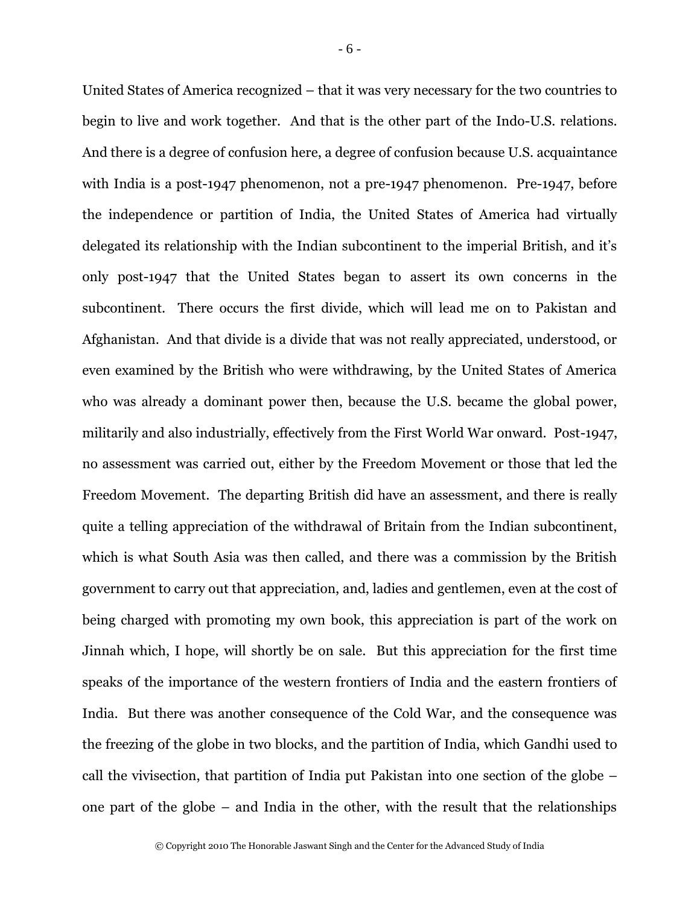United States of America recognized – that it was very necessary for the two countries to begin to live and work together. And that is the other part of the Indo-U.S. relations. And there is a degree of confusion here, a degree of confusion because U.S. acquaintance with India is a post-1947 phenomenon, not a pre-1947 phenomenon. Pre-1947, before the independence or partition of India, the United States of America had virtually delegated its relationship with the Indian subcontinent to the imperial British, and it's only post-1947 that the United States began to assert its own concerns in the subcontinent. There occurs the first divide, which will lead me on to Pakistan and Afghanistan. And that divide is a divide that was not really appreciated, understood, or even examined by the British who were withdrawing, by the United States of America who was already a dominant power then, because the U.S. became the global power, militarily and also industrially, effectively from the First World War onward. Post-1947, no assessment was carried out, either by the Freedom Movement or those that led the Freedom Movement. The departing British did have an assessment, and there is really quite a telling appreciation of the withdrawal of Britain from the Indian subcontinent, which is what South Asia was then called, and there was a commission by the British government to carry out that appreciation, and, ladies and gentlemen, even at the cost of being charged with promoting my own book, this appreciation is part of the work on Jinnah which, I hope, will shortly be on sale. But this appreciation for the first time speaks of the importance of the western frontiers of India and the eastern frontiers of India. But there was another consequence of the Cold War, and the consequence was the freezing of the globe in two blocks, and the partition of India, which Gandhi used to call the vivisection, that partition of India put Pakistan into one section of the globe – one part of the globe – and India in the other, with the result that the relationships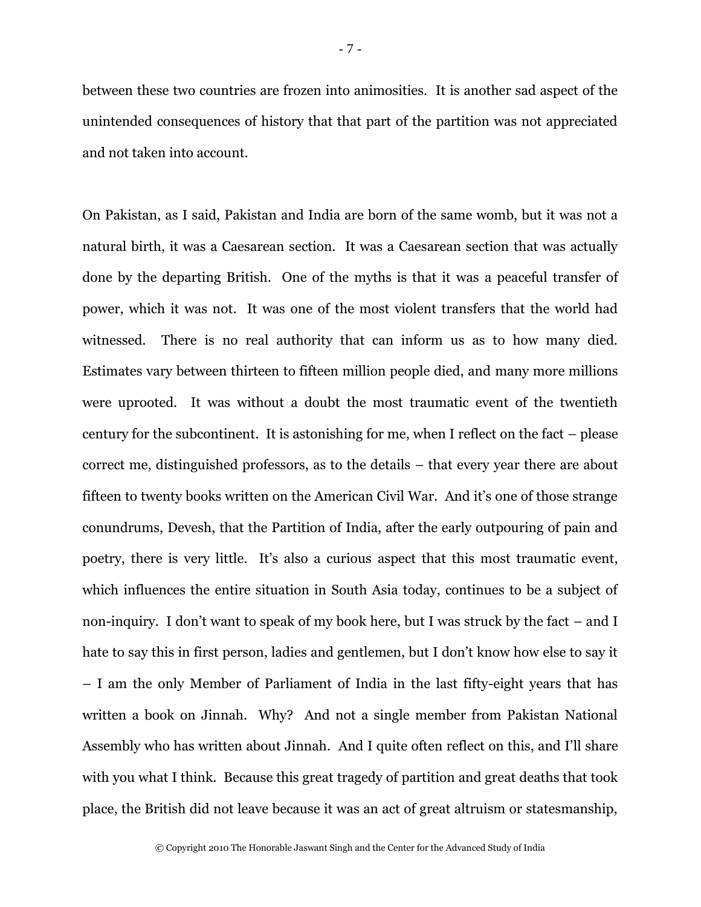between these two countries are frozen into animosities. It is another sad aspect of the unintended consequences of history that that part of the partition was not appreciated and not taken into account.

On Pakistan, as I said, Pakistan and India are born of the same womb, but it was not a natural birth, it was a Caesarean section. It was a Caesarean section that was actually done by the departing British. One of the myths is that it was a peaceful transfer of power, which it was not. It was one of the most violent transfers that the world had witnessed. There is no real authority that can inform us as to how many died. Estimates vary between thirteen to fifteen million people died, and many more millions were uprooted. It was without a doubt the most traumatic event of the twentieth century for the subcontinent. It is astonishing for me, when I reflect on the fact – please correct me, distinguished professors, as to the details – that every year there are about fifteen to twenty books written on the American Civil War. And it's one of those strange conundrums, Devesh, that the Partition of India, after the early outpouring of pain and poetry, there is very little. It's also a curious aspect that this most traumatic event, which influences the entire situation in South Asia today, continues to be a subject of non-inquiry. I don't want to speak of my book here, but I was struck by the fact – and I hate to say this in first person, ladies and gentlemen, but I don't know how else to say it – I am the only Member of Parliament of India in the last fifty-eight years that has written a book on Jinnah. Why? And not a single member from Pakistan National Assembly who has written about Jinnah. And I quite often reflect on this, and I'll share with you what I think. Because this great tragedy of partition and great deaths that took place, the British did not leave because it was an act of great altruism or statesmanship,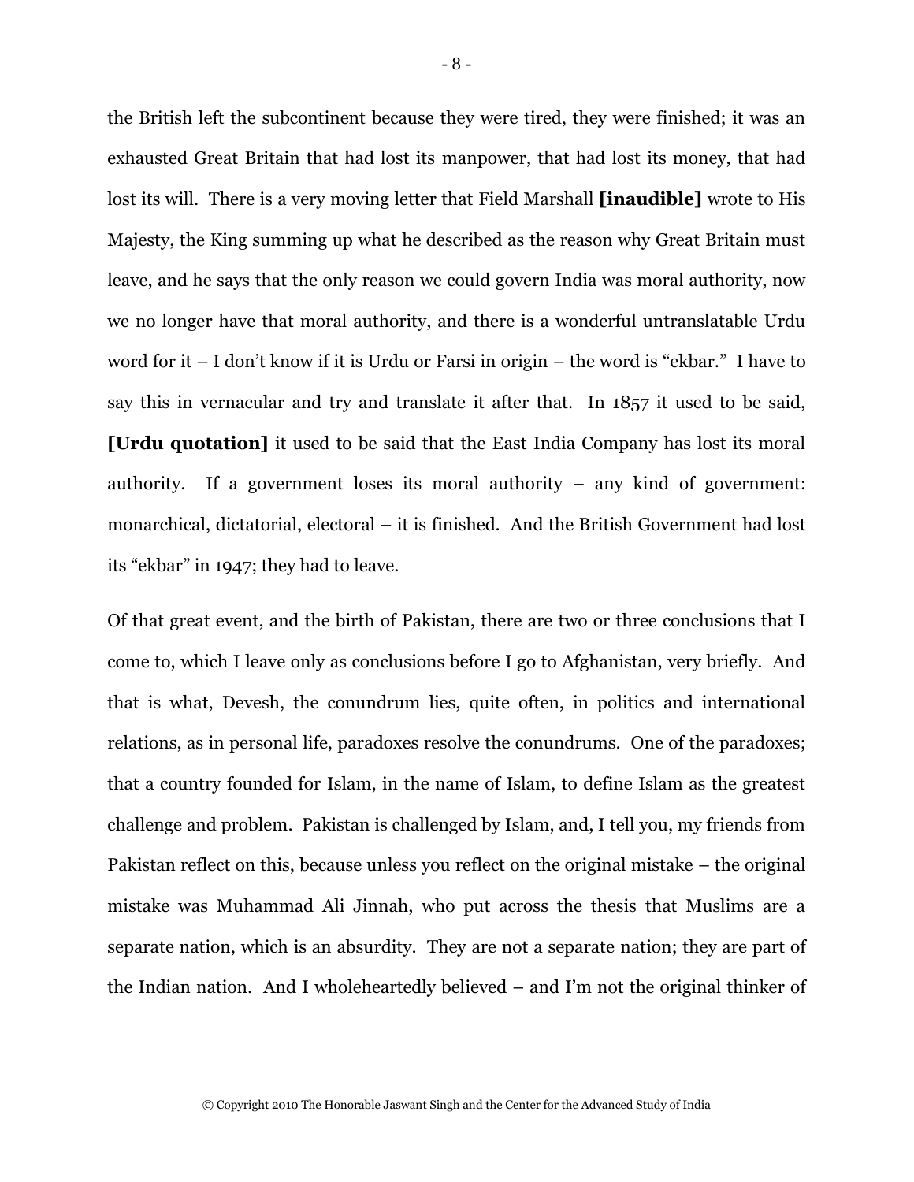the British left the subcontinent because they were tired, they were finished; it was an exhausted Great Britain that had lost its manpower, that had lost its money, that had lost its will. There is a very moving letter that Field Marshall **[inaudible]** wrote to His Majesty, the King summing up what he described as the reason why Great Britain must leave, and he says that the only reason we could govern India was moral authority, now we no longer have that moral authority, and there is a wonderful untranslatable Urdu word for it – I don't know if it is Urdu or Farsi in origin – the word is "ekbar." I have to say this in vernacular and try and translate it after that. In 1857 it used to be said, **[Urdu quotation]** it used to be said that the East India Company has lost its moral authority. If a government loses its moral authority – any kind of government: monarchical, dictatorial, electoral – it is finished. And the British Government had lost its "ekbar" in 1947; they had to leave.

Of that great event, and the birth of Pakistan, there are two or three conclusions that I come to, which I leave only as conclusions before I go to Afghanistan, very briefly. And that is what, Devesh, the conundrum lies, quite often, in politics and international relations, as in personal life, paradoxes resolve the conundrums. One of the paradoxes; that a country founded for Islam, in the name of Islam, to define Islam as the greatest challenge and problem. Pakistan is challenged by Islam, and, I tell you, my friends from Pakistan reflect on this, because unless you reflect on the original mistake – the original mistake was Muhammad Ali Jinnah, who put across the thesis that Muslims are a separate nation, which is an absurdity. They are not a separate nation; they are part of the Indian nation. And I wholeheartedly believed – and I'm not the original thinker of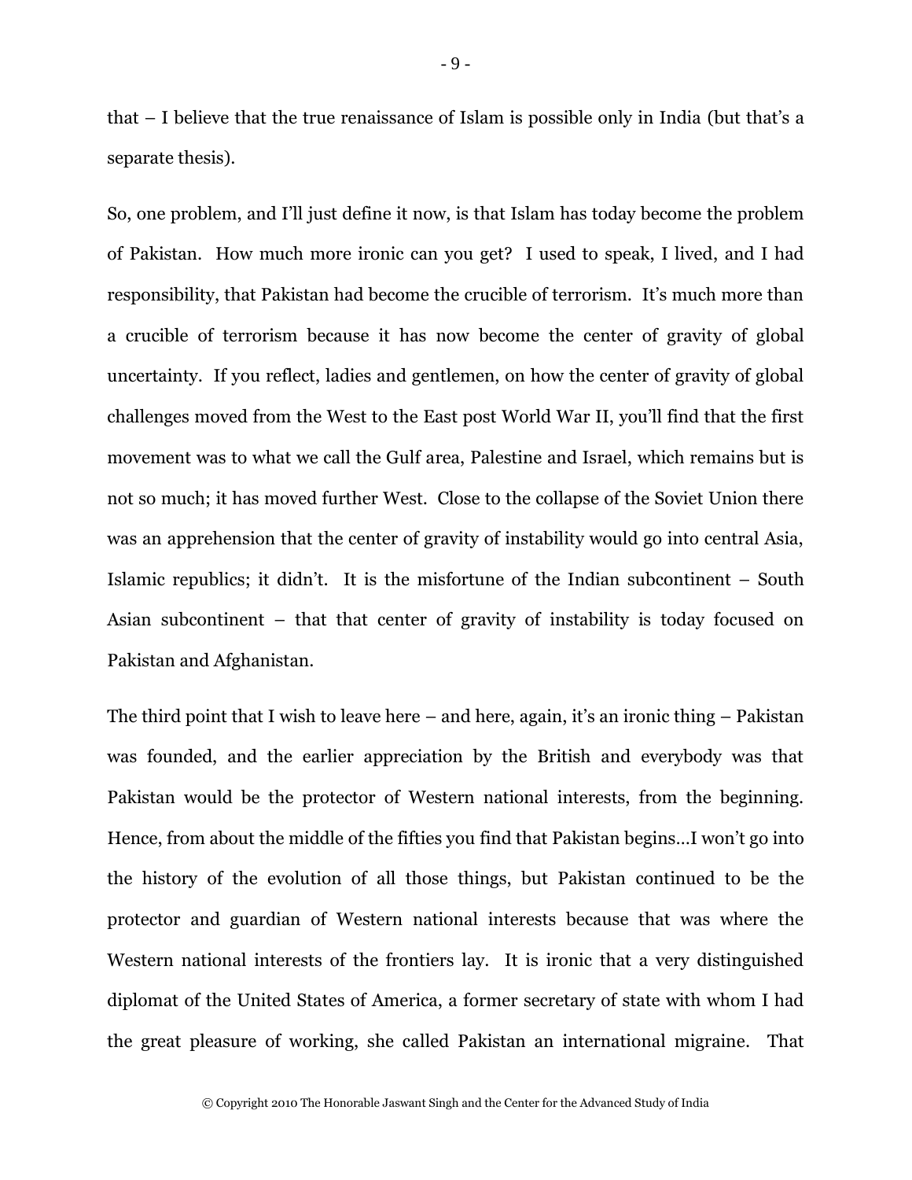that – I believe that the true renaissance of Islam is possible only in India (but that's a separate thesis).

So, one problem, and I'll just define it now, is that Islam has today become the problem of Pakistan. How much more ironic can you get? I used to speak, I lived, and I had responsibility, that Pakistan had become the crucible of terrorism. It's much more than a crucible of terrorism because it has now become the center of gravity of global uncertainty. If you reflect, ladies and gentlemen, on how the center of gravity of global challenges moved from the West to the East post World War II, you'll find that the first movement was to what we call the Gulf area, Palestine and Israel, which remains but is not so much; it has moved further West. Close to the collapse of the Soviet Union there was an apprehension that the center of gravity of instability would go into central Asia, Islamic republics; it didn't. It is the misfortune of the Indian subcontinent – South Asian subcontinent – that that center of gravity of instability is today focused on Pakistan and Afghanistan.

The third point that I wish to leave here – and here, again, it's an ironic thing – Pakistan was founded, and the earlier appreciation by the British and everybody was that Pakistan would be the protector of Western national interests, from the beginning. Hence, from about the middle of the fifties you find that Pakistan begins…I won't go into the history of the evolution of all those things, but Pakistan continued to be the protector and guardian of Western national interests because that was where the Western national interests of the frontiers lay. It is ironic that a very distinguished diplomat of the United States of America, a former secretary of state with whom I had the great pleasure of working, she called Pakistan an international migraine. That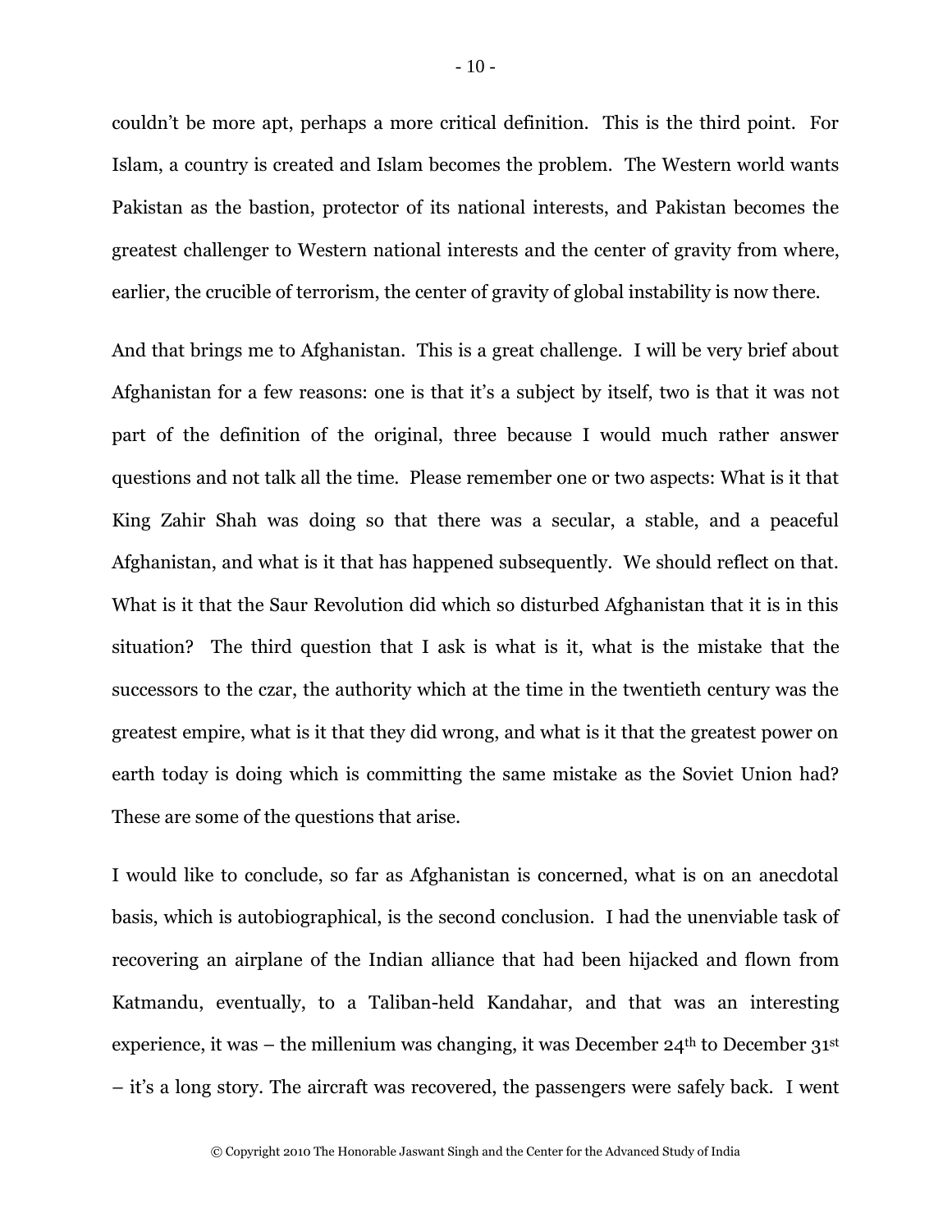couldn't be more apt, perhaps a more critical definition. This is the third point. For Islam, a country is created and Islam becomes the problem. The Western world wants Pakistan as the bastion, protector of its national interests, and Pakistan becomes the greatest challenger to Western national interests and the center of gravity from where, earlier, the crucible of terrorism, the center of gravity of global instability is now there.

And that brings me to Afghanistan. This is a great challenge. I will be very brief about Afghanistan for a few reasons: one is that it's a subject by itself, two is that it was not part of the definition of the original, three because I would much rather answer questions and not talk all the time. Please remember one or two aspects: What is it that King Zahir Shah was doing so that there was a secular, a stable, and a peaceful Afghanistan, and what is it that has happened subsequently. We should reflect on that. What is it that the Saur Revolution did which so disturbed Afghanistan that it is in this situation? The third question that I ask is what is it, what is the mistake that the successors to the czar, the authority which at the time in the twentieth century was the greatest empire, what is it that they did wrong, and what is it that the greatest power on earth today is doing which is committing the same mistake as the Soviet Union had? These are some of the questions that arise.

I would like to conclude, so far as Afghanistan is concerned, what is on an anecdotal basis, which is autobiographical, is the second conclusion. I had the unenviable task of recovering an airplane of the Indian alliance that had been hijacked and flown from Katmandu, eventually, to a Taliban-held Kandahar, and that was an interesting experience, it was – the millenium was changing, it was December 24th to December 31st – it's a long story. The aircraft was recovered, the passengers were safely back. I went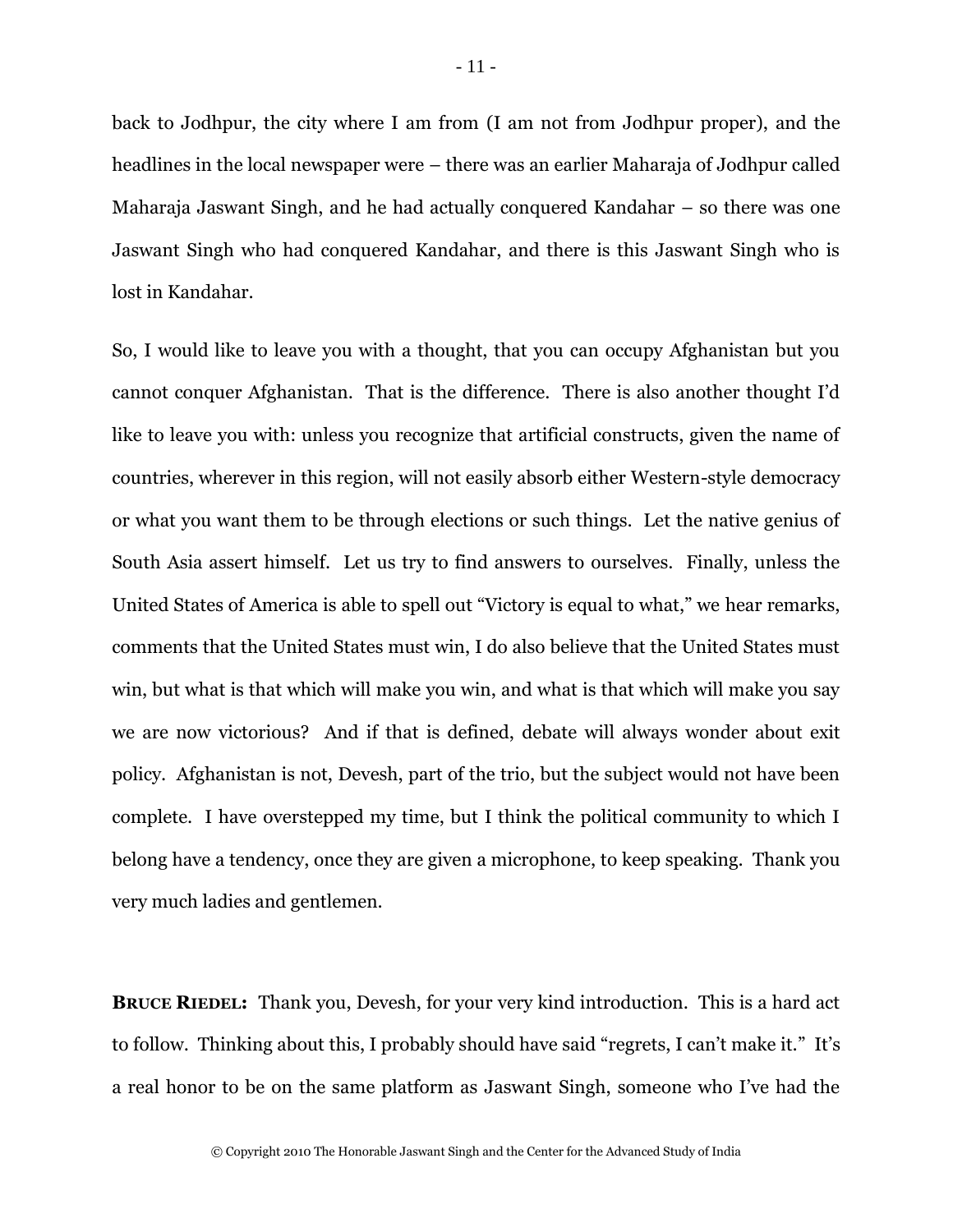back to Jodhpur, the city where I am from (I am not from Jodhpur proper), and the headlines in the local newspaper were – there was an earlier Maharaja of Jodhpur called Maharaja Jaswant Singh, and he had actually conquered Kandahar – so there was one Jaswant Singh who had conquered Kandahar, and there is this Jaswant Singh who is lost in Kandahar.

So, I would like to leave you with a thought, that you can occupy Afghanistan but you cannot conquer Afghanistan. That is the difference. There is also another thought I'd like to leave you with: unless you recognize that artificial constructs, given the name of countries, wherever in this region, will not easily absorb either Western-style democracy or what you want them to be through elections or such things. Let the native genius of South Asia assert himself. Let us try to find answers to ourselves. Finally, unless the United States of America is able to spell out "Victory is equal to what," we hear remarks, comments that the United States must win, I do also believe that the United States must win, but what is that which will make you win, and what is that which will make you say we are now victorious? And if that is defined, debate will always wonder about exit policy. Afghanistan is not, Devesh, part of the trio, but the subject would not have been complete. I have overstepped my time, but I think the political community to which I belong have a tendency, once they are given a microphone, to keep speaking. Thank you very much ladies and gentlemen.

**BRUCE RIEDEL:** Thank you, Devesh, for your very kind introduction. This is a hard act to follow. Thinking about this, I probably should have said "regrets, I can't make it." It's a real honor to be on the same platform as Jaswant Singh, someone who I've had the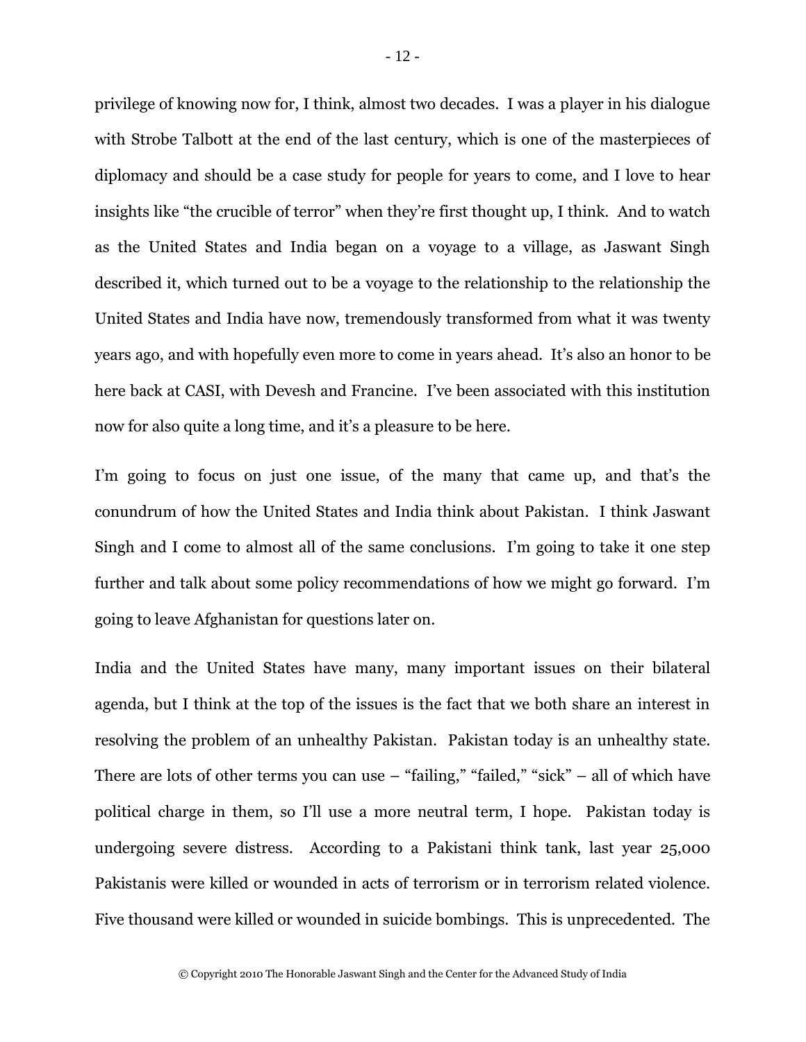privilege of knowing now for, I think, almost two decades. I was a player in his dialogue with Strobe Talbott at the end of the last century, which is one of the masterpieces of diplomacy and should be a case study for people for years to come, and I love to hear insights like "the crucible of terror" when they're first thought up, I think. And to watch as the United States and India began on a voyage to a village, as Jaswant Singh described it, which turned out to be a voyage to the relationship to the relationship the United States and India have now, tremendously transformed from what it was twenty years ago, and with hopefully even more to come in years ahead. It's also an honor to be here back at CASI, with Devesh and Francine. I've been associated with this institution now for also quite a long time, and it's a pleasure to be here.

I'm going to focus on just one issue, of the many that came up, and that's the conundrum of how the United States and India think about Pakistan. I think Jaswant Singh and I come to almost all of the same conclusions. I'm going to take it one step further and talk about some policy recommendations of how we might go forward. I'm going to leave Afghanistan for questions later on.

India and the United States have many, many important issues on their bilateral agenda, but I think at the top of the issues is the fact that we both share an interest in resolving the problem of an unhealthy Pakistan. Pakistan today is an unhealthy state. There are lots of other terms you can use – "failing," "failed," "sick" – all of which have political charge in them, so I'll use a more neutral term, I hope. Pakistan today is undergoing severe distress. According to a Pakistani think tank, last year 25,000 Pakistanis were killed or wounded in acts of terrorism or in terrorism related violence. Five thousand were killed or wounded in suicide bombings. This is unprecedented. The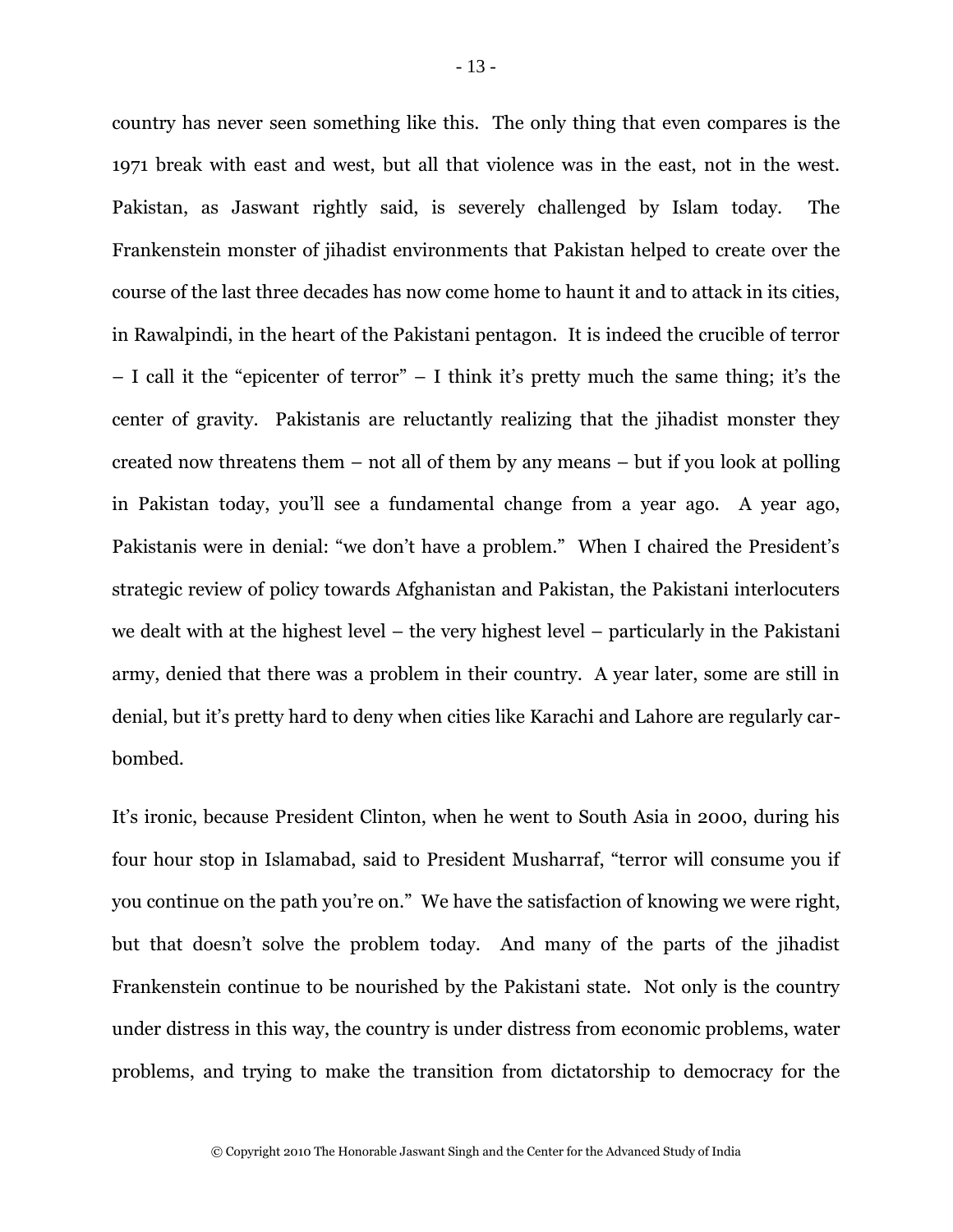country has never seen something like this. The only thing that even compares is the 1971 break with east and west, but all that violence was in the east, not in the west. Pakistan, as Jaswant rightly said, is severely challenged by Islam today. The Frankenstein monster of jihadist environments that Pakistan helped to create over the course of the last three decades has now come home to haunt it and to attack in its cities, in Rawalpindi, in the heart of the Pakistani pentagon. It is indeed the crucible of terror – I call it the "epicenter of terror" – I think it's pretty much the same thing; it's the center of gravity. Pakistanis are reluctantly realizing that the jihadist monster they created now threatens them – not all of them by any means – but if you look at polling in Pakistan today, you'll see a fundamental change from a year ago. A year ago, Pakistanis were in denial: "we don't have a problem." When I chaired the President's strategic review of policy towards Afghanistan and Pakistan, the Pakistani interlocuters we dealt with at the highest level – the very highest level – particularly in the Pakistani army, denied that there was a problem in their country. A year later, some are still in denial, but it's pretty hard to deny when cities like Karachi and Lahore are regularly car-bombed.

It's ironic, because President Clinton, when he went to South Asia in 2000, during his four hour stop in Islamabad, said to President Musharraf, "terror will consume you if you continue on the path you're on." We have the satisfaction of knowing we were right, but that doesn't solve the problem today. And many of the parts of the jihadist Frankenstein continue to be nourished by the Pakistani state. Not only is the country under distress in this way, the country is under distress from economic problems, water problems, and trying to make the transition from dictatorship to democracy for the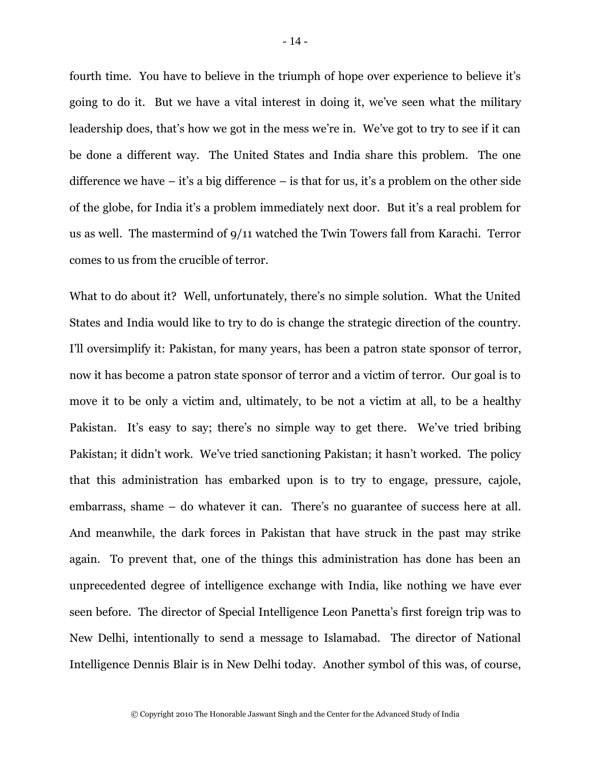fourth time. You have to believe in the triumph of hope over experience to believe it's going to do it. But we have a vital interest in doing it, we've seen what the military leadership does, that's how we got in the mess we're in. We've got to try to see if it can be done a different way. The United States and India share this problem. The one difference we have – it's a big difference – is that for us, it's a problem on the other side of the globe, for India it's a problem immediately next door. But it's a real problem for us as well. The mastermind of 9/11 watched the Twin Towers fall from Karachi. Terror comes to us from the crucible of terror.

What to do about it? Well, unfortunately, there's no simple solution. What the United States and India would like to try to do is change the strategic direction of the country. I'll oversimplify it: Pakistan, for many years, has been a patron state sponsor of terror, now it has become a patron state sponsor of terror and a victim of terror. Our goal is to move it to be only a victim and, ultimately, to be not a victim at all, to be a healthy Pakistan. It's easy to say; there's no simple way to get there. We've tried bribing Pakistan; it didn't work. We've tried sanctioning Pakistan; it hasn't worked. The policy that this administration has embarked upon is to try to engage, pressure, cajole, embarrass, shame – do whatever it can. There's no guarantee of success here at all. And meanwhile, the dark forces in Pakistan that have struck in the past may strike again. To prevent that, one of the things this administration has done has been an unprecedented degree of intelligence exchange with India, like nothing we have ever seen before. The director of Special Intelligence Leon Panetta's first foreign trip was to New Delhi, intentionally to send a message to Islamabad. The director of National Intelligence Dennis Blair is in New Delhi today. Another symbol of this was, of course,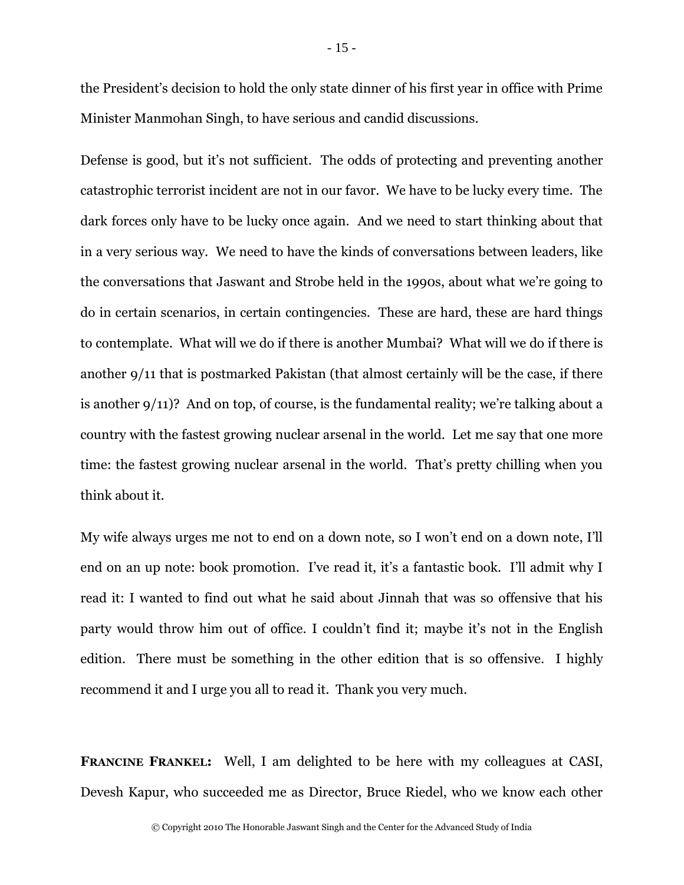the President's decision to hold the only state dinner of his first year in office with Prime Minister Manmohan Singh, to have serious and candid discussions.

Defense is good, but it's not sufficient. The odds of protecting and preventing another catastrophic terrorist incident are not in our favor. We have to be lucky every time. The dark forces only have to be lucky once again. And we need to start thinking about that in a very serious way. We need to have the kinds of conversations between leaders, like the conversations that Jaswant and Strobe held in the 1990s, about what we're going to do in certain scenarios, in certain contingencies. These are hard, these are hard things to contemplate. What will we do if there is another Mumbai? What will we do if there is another 9/11 that is postmarked Pakistan (that almost certainly will be the case, if there is another 9/11)? And on top, of course, is the fundamental reality; we're talking about a country with the fastest growing nuclear arsenal in the world. Let me say that one more time: the fastest growing nuclear arsenal in the world. That's pretty chilling when you think about it.

My wife always urges me not to end on a down note, so I won't end on a down note, I'll end on an up note: book promotion. I've read it, it's a fantastic book. I'll admit why I read it: I wanted to find out what he said about Jinnah that was so offensive that his party would throw him out of office. I couldn't find it; maybe it's not in the English edition. There must be something in the other edition that is so offensive. I highly recommend it and I urge you all to read it. Thank you very much.

**FRANCINE FRANKEL:** Well, I am delighted to be here with my colleagues at CASI, Devesh Kapur, who succeeded me as Director, Bruce Riedel, who we know each other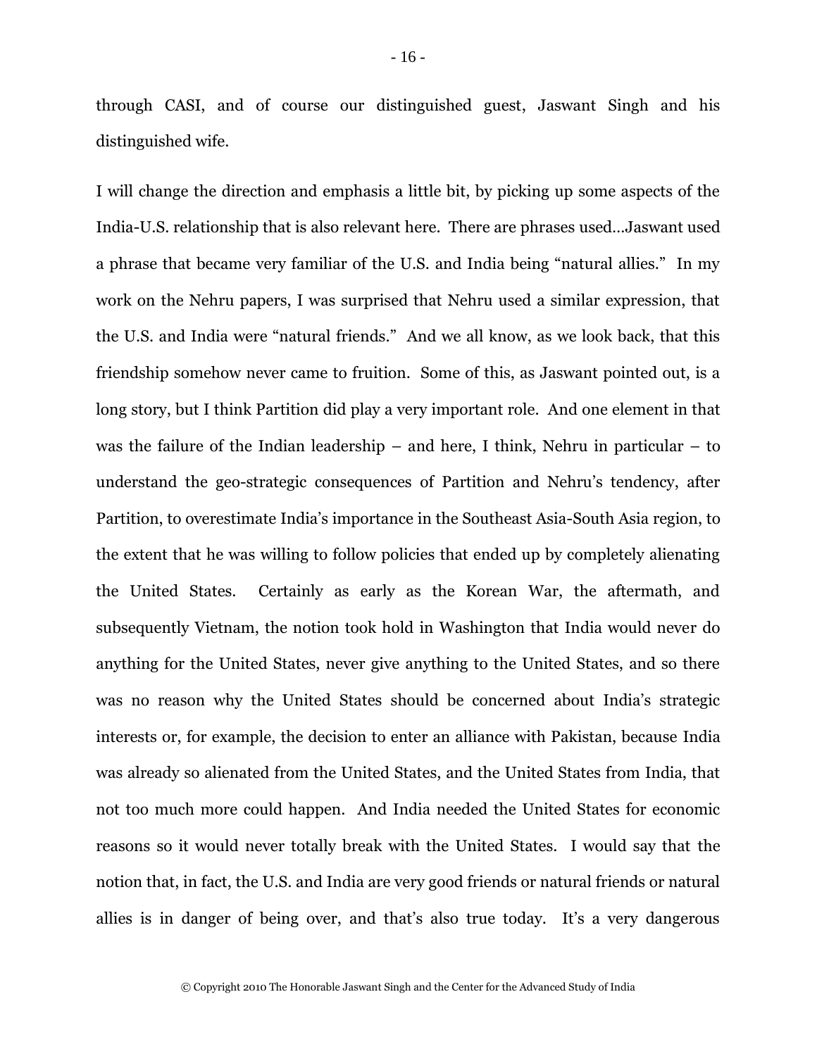through CASI, and of course our distinguished guest, Jaswant Singh and his distinguished wife.

I will change the direction and emphasis a little bit, by picking up some aspects of the India-U.S. relationship that is also relevant here. There are phrases used…Jaswant used a phrase that became very familiar of the U.S. and India being "natural allies." In my work on the Nehru papers, I was surprised that Nehru used a similar expression, that the U.S. and India were "natural friends." And we all know, as we look back, that this friendship somehow never came to fruition. Some of this, as Jaswant pointed out, is a long story, but I think Partition did play a very important role. And one element in that was the failure of the Indian leadership – and here, I think, Nehru in particular – to understand the geo-strategic consequences of Partition and Nehru's tendency, after Partition, to overestimate India's importance in the Southeast Asia-South Asia region, to the extent that he was willing to follow policies that ended up by completely alienating the United States. Certainly as early as the Korean War, the aftermath, and subsequently Vietnam, the notion took hold in Washington that India would never do anything for the United States, never give anything to the United States, and so there was no reason why the United States should be concerned about India's strategic interests or, for example, the decision to enter an alliance with Pakistan, because India was already so alienated from the United States, and the United States from India, that not too much more could happen. And India needed the United States for economic reasons so it would never totally break with the United States. I would say that the notion that, in fact, the U.S. and India are very good friends or natural friends or natural allies is in danger of being over, and that's also true today. It's a very dangerous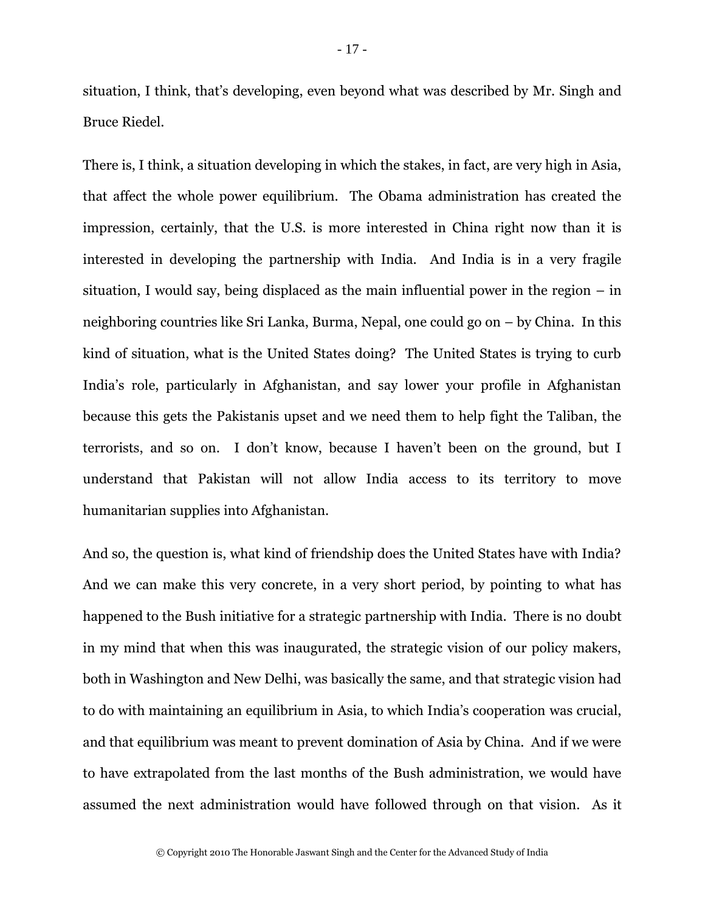situation, I think, that's developing, even beyond what was described by Mr. Singh and Bruce Riedel.

There is, I think, a situation developing in which the stakes, in fact, are very high in Asia, that affect the whole power equilibrium. The Obama administration has created the impression, certainly, that the U.S. is more interested in China right now than it is interested in developing the partnership with India. And India is in a very fragile situation, I would say, being displaced as the main influential power in the region – in neighboring countries like Sri Lanka, Burma, Nepal, one could go on – by China. In this kind of situation, what is the United States doing? The United States is trying to curb India's role, particularly in Afghanistan, and say lower your profile in Afghanistan because this gets the Pakistanis upset and we need them to help fight the Taliban, the terrorists, and so on. I don't know, because I haven't been on the ground, but I understand that Pakistan will not allow India access to its territory to move humanitarian supplies into Afghanistan.

And so, the question is, what kind of friendship does the United States have with India? And we can make this very concrete, in a very short period, by pointing to what has happened to the Bush initiative for a strategic partnership with India. There is no doubt in my mind that when this was inaugurated, the strategic vision of our policy makers, both in Washington and New Delhi, was basically the same, and that strategic vision had to do with maintaining an equilibrium in Asia, to which India's cooperation was crucial, and that equilibrium was meant to prevent domination of Asia by China. And if we were to have extrapolated from the last months of the Bush administration, we would have assumed the next administration would have followed through on that vision. As it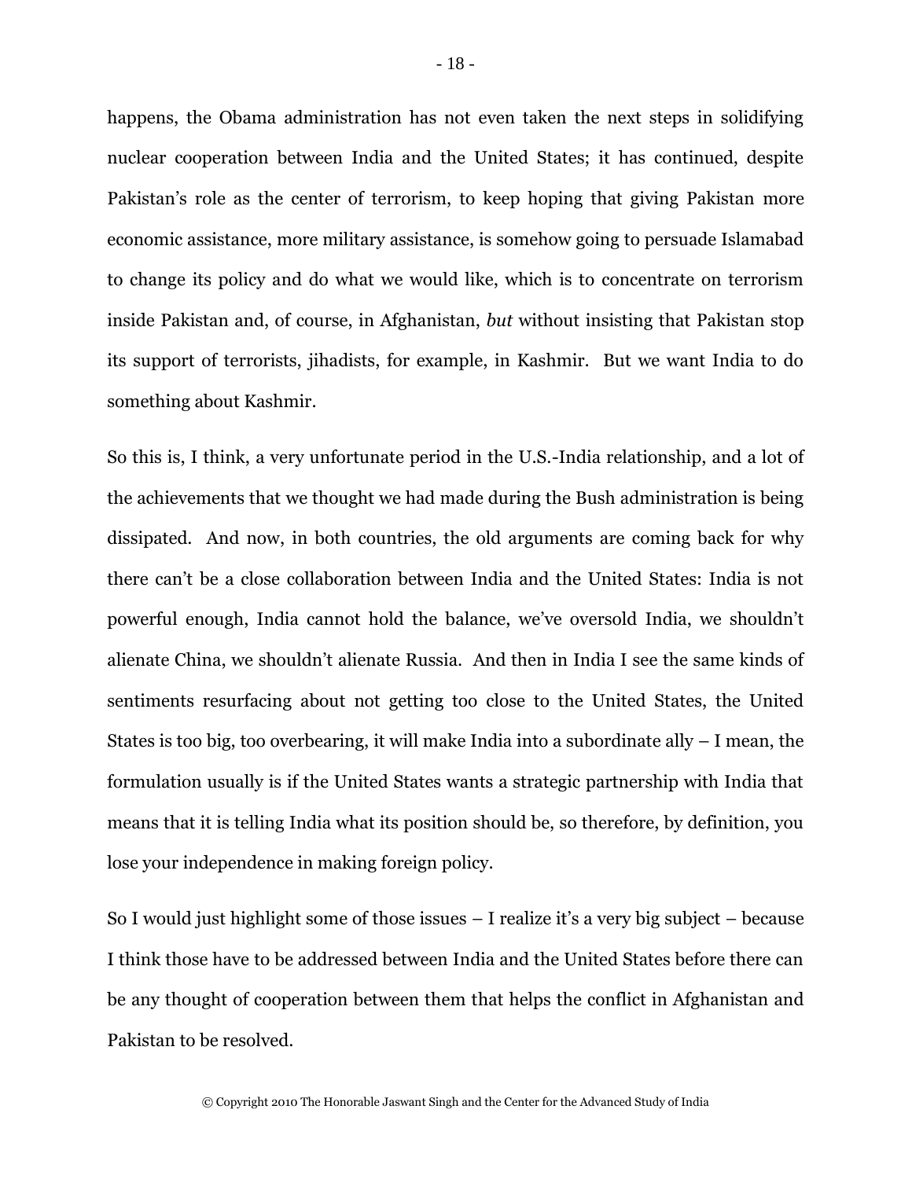happens, the Obama administration has not even taken the next steps in solidifying nuclear cooperation between India and the United States; it has continued, despite Pakistan's role as the center of terrorism, to keep hoping that giving Pakistan more economic assistance, more military assistance, is somehow going to persuade Islamabad to change its policy and do what we would like, which is to concentrate on terrorism inside Pakistan and, of course, in Afghanistan, *but* without insisting that Pakistan stop its support of terrorists, jihadists, for example, in Kashmir. But we want India to do something about Kashmir.

So this is, I think, a very unfortunate period in the U.S.-India relationship, and a lot of the achievements that we thought we had made during the Bush administration is being dissipated. And now, in both countries, the old arguments are coming back for why there can't be a close collaboration between India and the United States: India is not powerful enough, India cannot hold the balance, we've oversold India, we shouldn't alienate China, we shouldn't alienate Russia. And then in India I see the same kinds of sentiments resurfacing about not getting too close to the United States, the United States is too big, too overbearing, it will make India into a subordinate ally – I mean, the formulation usually is if the United States wants a strategic partnership with India that means that it is telling India what its position should be, so therefore, by definition, you lose your independence in making foreign policy.

So I would just highlight some of those issues – I realize it's a very big subject – because I think those have to be addressed between India and the United States before there can be any thought of cooperation between them that helps the conflict in Afghanistan and Pakistan to be resolved.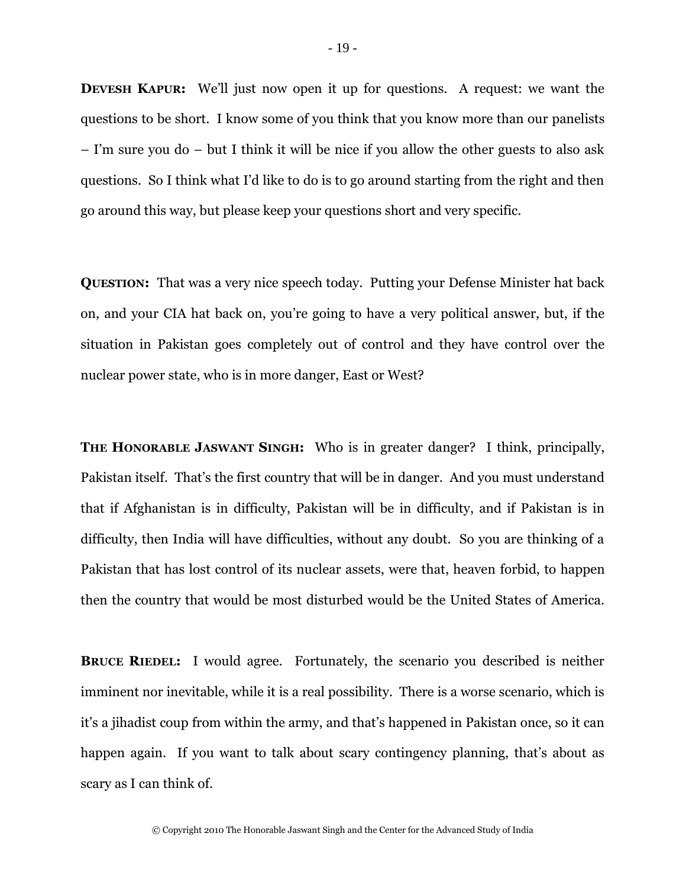**DEVESH KAPUR:** We'll just now open it up for questions. A request: we want the questions to be short. I know some of you think that you know more than our panelists – I'm sure you do – but I think it will be nice if you allow the other guests to also ask questions. So I think what I'd like to do is to go around starting from the right and then go around this way, but please keep your questions short and very specific.

**QUESTION:** That was a very nice speech today. Putting your Defense Minister hat back on, and your CIA hat back on, you're going to have a very political answer, but, if the situation in Pakistan goes completely out of control and they have control over the nuclear power state, who is in more danger, East or West?

**THE HONORABLE JASWANT SINGH:** Who is in greater danger? I think, principally, Pakistan itself. That's the first country that will be in danger. And you must understand that if Afghanistan is in difficulty, Pakistan will be in difficulty, and if Pakistan is in difficulty, then India will have difficulties, without any doubt. So you are thinking of a Pakistan that has lost control of its nuclear assets, were that, heaven forbid, to happen then the country that would be most disturbed would be the United States of America.

**BRUCE RIEDEL:** I would agree. Fortunately, the scenario you described is neither imminent nor inevitable, while it is a real possibility. There is a worse scenario, which is it's a jihadist coup from within the army, and that's happened in Pakistan once, so it can happen again. If you want to talk about scary contingency planning, that's about as scary as I can think of.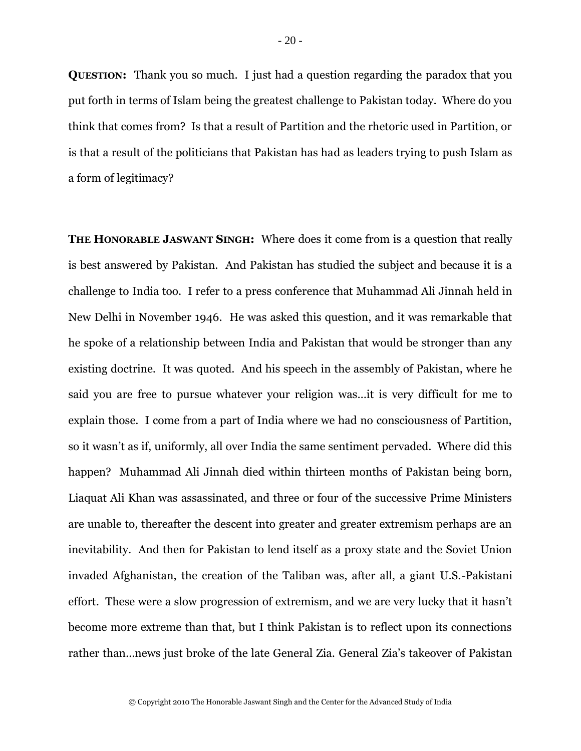**QUESTION:** Thank you so much. I just had a question regarding the paradox that you put forth in terms of Islam being the greatest challenge to Pakistan today. Where do you think that comes from? Is that a result of Partition and the rhetoric used in Partition, or is that a result of the politicians that Pakistan has had as leaders trying to push Islam as a form of legitimacy?

**THE HONORABLE JASWANT SINGH:** Where does it come from is a question that really is best answered by Pakistan. And Pakistan has studied the subject and because it is a challenge to India too. I refer to a press conference that Muhammad Ali Jinnah held in New Delhi in November 1946. He was asked this question, and it was remarkable that he spoke of a relationship between India and Pakistan that would be stronger than any existing doctrine. It was quoted. And his speech in the assembly of Pakistan, where he said you are free to pursue whatever your religion was…it is very difficult for me to explain those. I come from a part of India where we had no consciousness of Partition, so it wasn't as if, uniformly, all over India the same sentiment pervaded. Where did this happen? Muhammad Ali Jinnah died within thirteen months of Pakistan being born, Liaquat Ali Khan was assassinated, and three or four of the successive Prime Ministers are unable to, thereafter the descent into greater and greater extremism perhaps are an inevitability. And then for Pakistan to lend itself as a proxy state and the Soviet Union invaded Afghanistan, the creation of the Taliban was, after all, a giant U.S.-Pakistani effort. These were a slow progression of extremism, and we are very lucky that it hasn't become more extreme than that, but I think Pakistan is to reflect upon its connections rather than…news just broke of the late General Zia. General Zia's takeover of Pakistan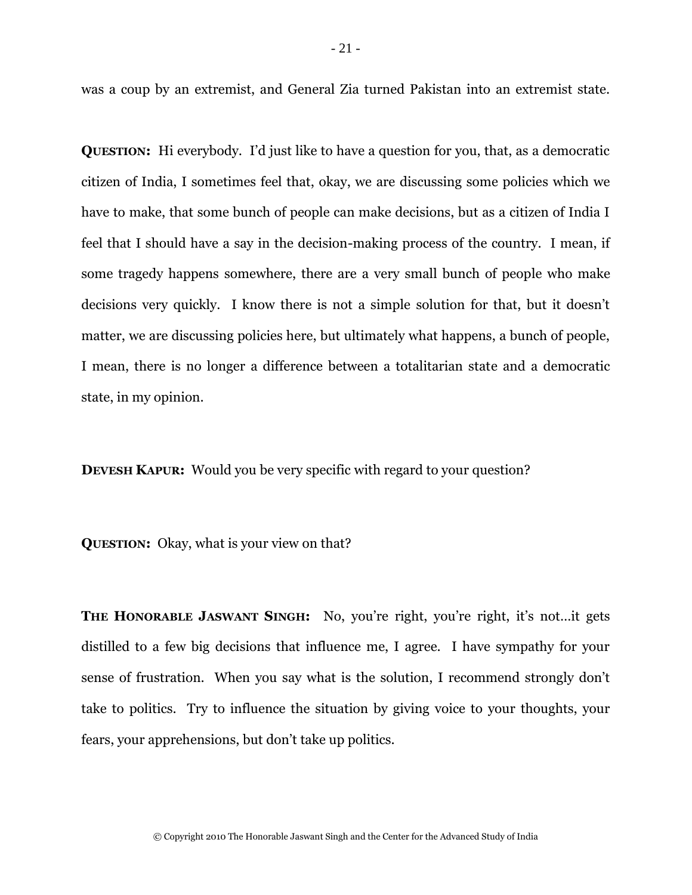was a coup by an extremist, and General Zia turned Pakistan into an extremist state.

**QUESTION:** Hi everybody. I'd just like to have a question for you, that, as a democratic citizen of India, I sometimes feel that, okay, we are discussing some policies which we have to make, that some bunch of people can make decisions, but as a citizen of India I feel that I should have a say in the decision-making process of the country. I mean, if some tragedy happens somewhere, there are a very small bunch of people who make decisions very quickly. I know there is not a simple solution for that, but it doesn't matter, we are discussing policies here, but ultimately what happens, a bunch of people, I mean, there is no longer a difference between a totalitarian state and a democratic state, in my opinion.

**DEVESH KAPUR:** Would you be very specific with regard to your question?

**QUESTION:** Okay, what is your view on that?

**THE HONORABLE JASWANT SINGH:** No, you're right, you're right, it's not…it gets distilled to a few big decisions that influence me, I agree. I have sympathy for your sense of frustration. When you say what is the solution, I recommend strongly don't take to politics. Try to influence the situation by giving voice to your thoughts, your fears, your apprehensions, but don't take up politics.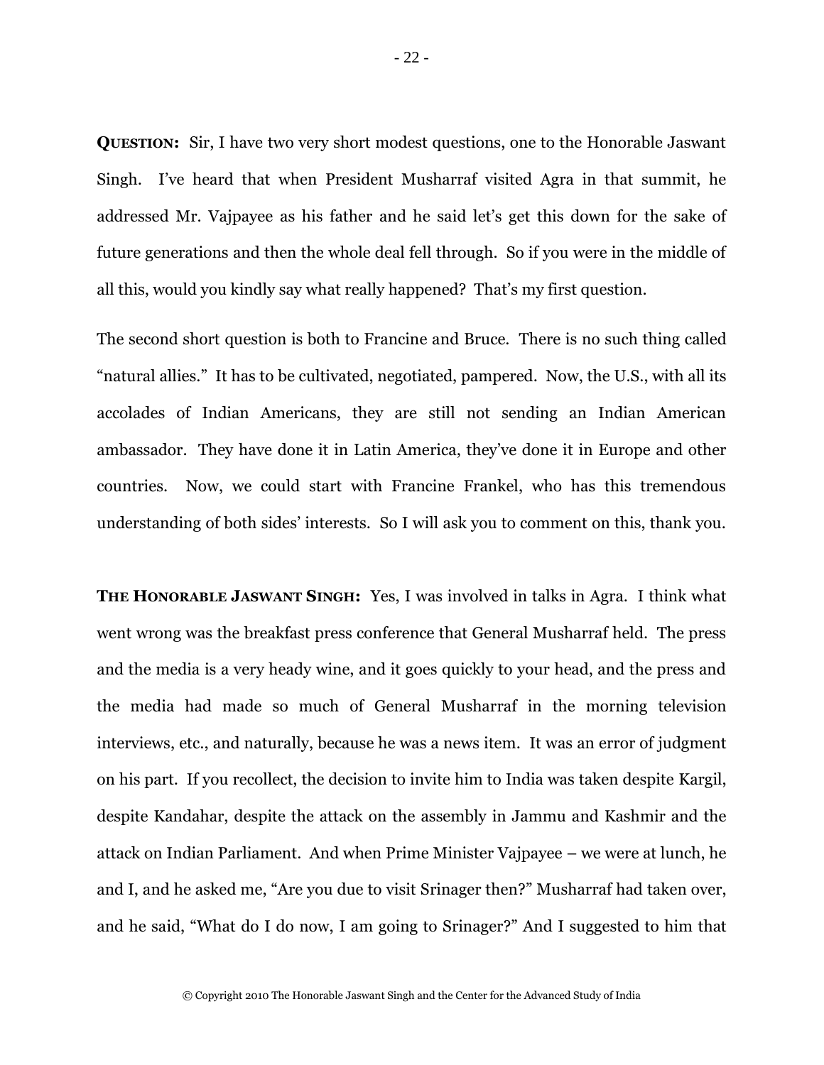**QUESTION:** Sir, I have two very short modest questions, one to the Honorable Jaswant Singh. I've heard that when President Musharraf visited Agra in that summit, he addressed Mr. Vajpayee as his father and he said let's get this down for the sake of future generations and then the whole deal fell through. So if you were in the middle of all this, would you kindly say what really happened? That's my first question.

The second short question is both to Francine and Bruce. There is no such thing called "natural allies." It has to be cultivated, negotiated, pampered. Now, the U.S., with all its accolades of Indian Americans, they are still not sending an Indian American ambassador. They have done it in Latin America, they've done it in Europe and other countries. Now, we could start with Francine Frankel, who has this tremendous understanding of both sides' interests. So I will ask you to comment on this, thank you.

**THE HONORABLE JASWANT SINGH:** Yes, I was involved in talks in Agra. I think what went wrong was the breakfast press conference that General Musharraf held. The press and the media is a very heady wine, and it goes quickly to your head, and the press and the media had made so much of General Musharraf in the morning television interviews, etc., and naturally, because he was a news item. It was an error of judgment on his part. If you recollect, the decision to invite him to India was taken despite Kargil, despite Kandahar, despite the attack on the assembly in Jammu and Kashmir and the attack on Indian Parliament. And when Prime Minister Vajpayee – we were at lunch, he and I, and he asked me, "Are you due to visit Srinager then?" Musharraf had taken over, and he said, "What do I do now, I am going to Srinager?" And I suggested to him that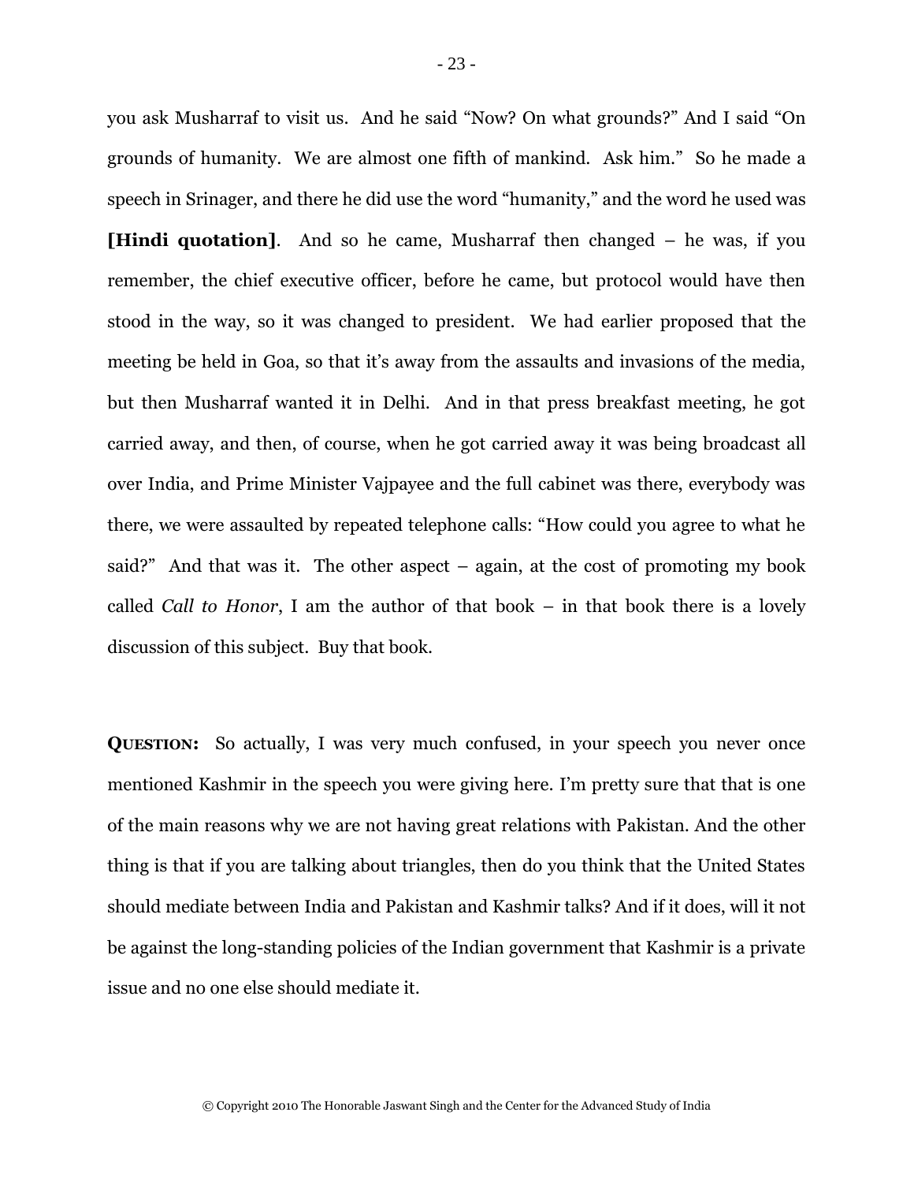you ask Musharraf to visit us. And he said "Now? On what grounds?" And I said "On grounds of humanity. We are almost one fifth of mankind. Ask him." So he made a speech in Srinager, and there he did use the word "humanity," and the word he used was **[Hindi quotation]**. And so he came, Musharraf then changed – he was, if you remember, the chief executive officer, before he came, but protocol would have then stood in the way, so it was changed to president. We had earlier proposed that the meeting be held in Goa, so that it's away from the assaults and invasions of the media, but then Musharraf wanted it in Delhi. And in that press breakfast meeting, he got carried away, and then, of course, when he got carried away it was being broadcast all over India, and Prime Minister Vajpayee and the full cabinet was there, everybody was there, we were assaulted by repeated telephone calls: "How could you agree to what he said?" And that was it. The other aspect – again, at the cost of promoting my book called *Call to Honor*, I am the author of that book – in that book there is a lovely discussion of this subject. Buy that book.

**QUESTION:** So actually, I was very much confused, in your speech you never once mentioned Kashmir in the speech you were giving here. I'm pretty sure that that is one of the main reasons why we are not having great relations with Pakistan. And the other thing is that if you are talking about triangles, then do you think that the United States should mediate between India and Pakistan and Kashmir talks? And if it does, will it not be against the long-standing policies of the Indian government that Kashmir is a private issue and no one else should mediate it.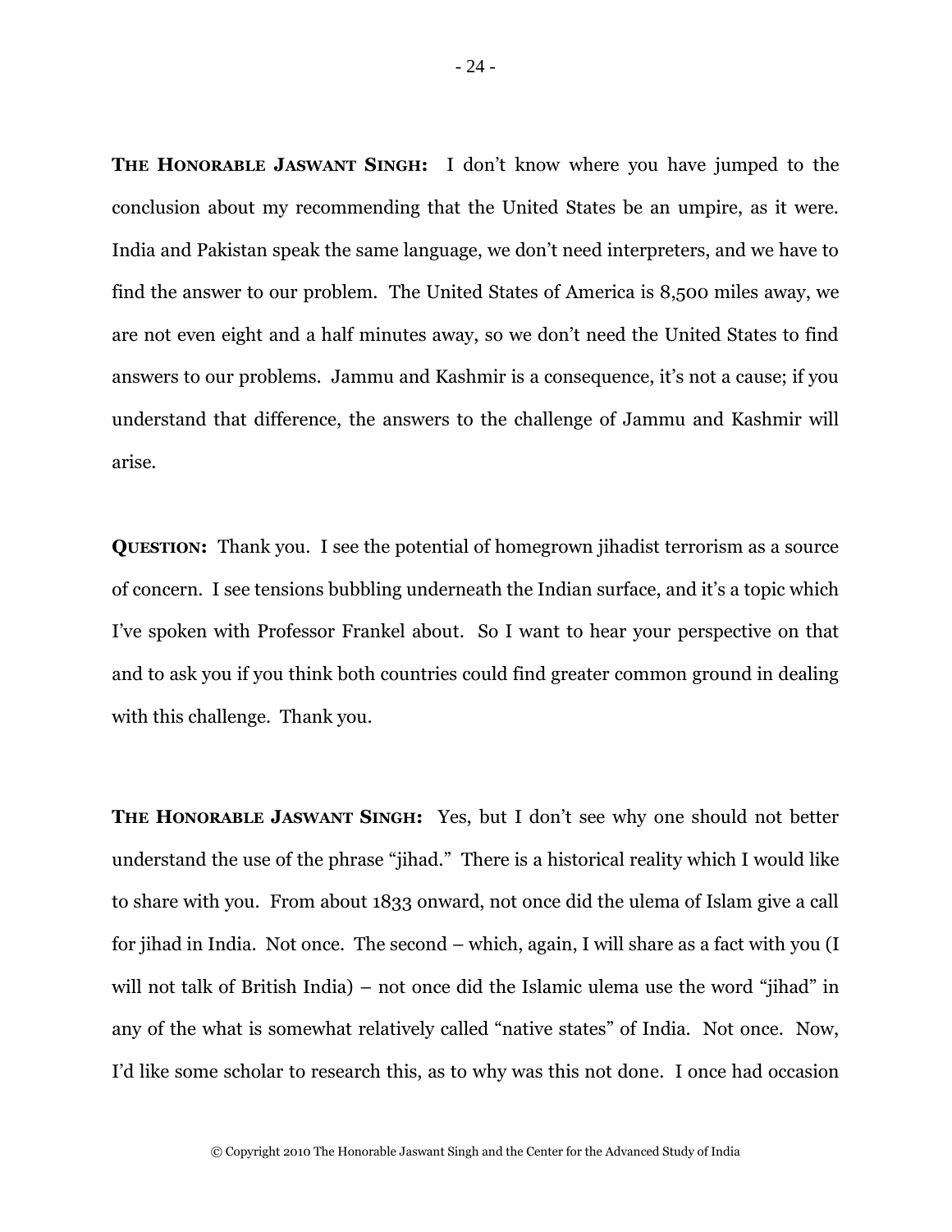**The Honorable Jaswant Singh:** I don't know where you have jumped to the conclusion about my recommending that the United States be an umpire, as it were. India and Pakistan speak the same language, we don't need interpreters, and we have to find the answer to our problem. The United States of America is 8,500 miles away, we are not even eight and a half minutes away, so we don't need the United States to find answers to our problems. Jammu and Kashmir is a consequence, it's not a cause; if you understand that difference, the answers to the challenge of Jammu and Kashmir will arise.

**Question:** Thank you. I see the potential of homegrown jihadist terrorism as a source of concern. I see tensions bubbling underneath the Indian surface, and it's a topic which I've spoken with Professor Frankel about. So I want to hear your perspective on that and to ask you if you think both countries could find greater common ground in dealing with this challenge. Thank you.

**The Honorable Jaswant Singh:** Yes, but I don't see why one should not better understand the use of the phrase "jihad." There is a historical reality which I would like to share with you. From about 1833 onward, not once did the ulema of Islam give a call for jihad in India. Not once. The second – which, again, I will share as a fact with you (I will not talk of British India) – not once did the Islamic ulema use the word "jihad" in any of the what is somewhat relatively called "native states" of India. Not once. Now, I'd like some scholar to research this, as to why was this not done. I once had occasion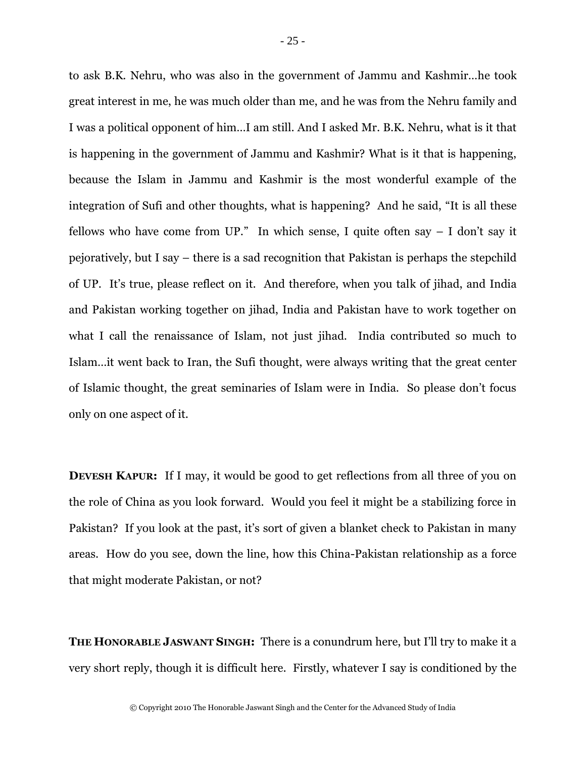to ask B.K. Nehru, who was also in the government of Jammu and Kashmir…he took great interest in me, he was much older than me, and he was from the Nehru family and I was a political opponent of him…I am still. And I asked Mr. B.K. Nehru, what is it that is happening in the government of Jammu and Kashmir? What is it that is happening, because the Islam in Jammu and Kashmir is the most wonderful example of the integration of Sufi and other thoughts, what is happening? And he said, "It is all these fellows who have come from UP." In which sense, I quite often say – I don't say it pejoratively, but I say – there is a sad recognition that Pakistan is perhaps the stepchild of UP. It's true, please reflect on it. And therefore, when you talk of jihad, and India and Pakistan working together on jihad, India and Pakistan have to work together on what I call the renaissance of Islam, not just jihad. India contributed so much to Islam…it went back to Iran, the Sufi thought, were always writing that the great center of Islamic thought, the great seminaries of Islam were in India. So please don't focus only on one aspect of it.

**DEVESH KAPUR:** If I may, it would be good to get reflections from all three of you on the role of China as you look forward. Would you feel it might be a stabilizing force in Pakistan? If you look at the past, it's sort of given a blanket check to Pakistan in many areas. How do you see, down the line, how this China-Pakistan relationship as a force that might moderate Pakistan, or not?

**THE HONORABLE JASWANT SINGH:** There is a conundrum here, but I'll try to make it a very short reply, though it is difficult here. Firstly, whatever I say is conditioned by the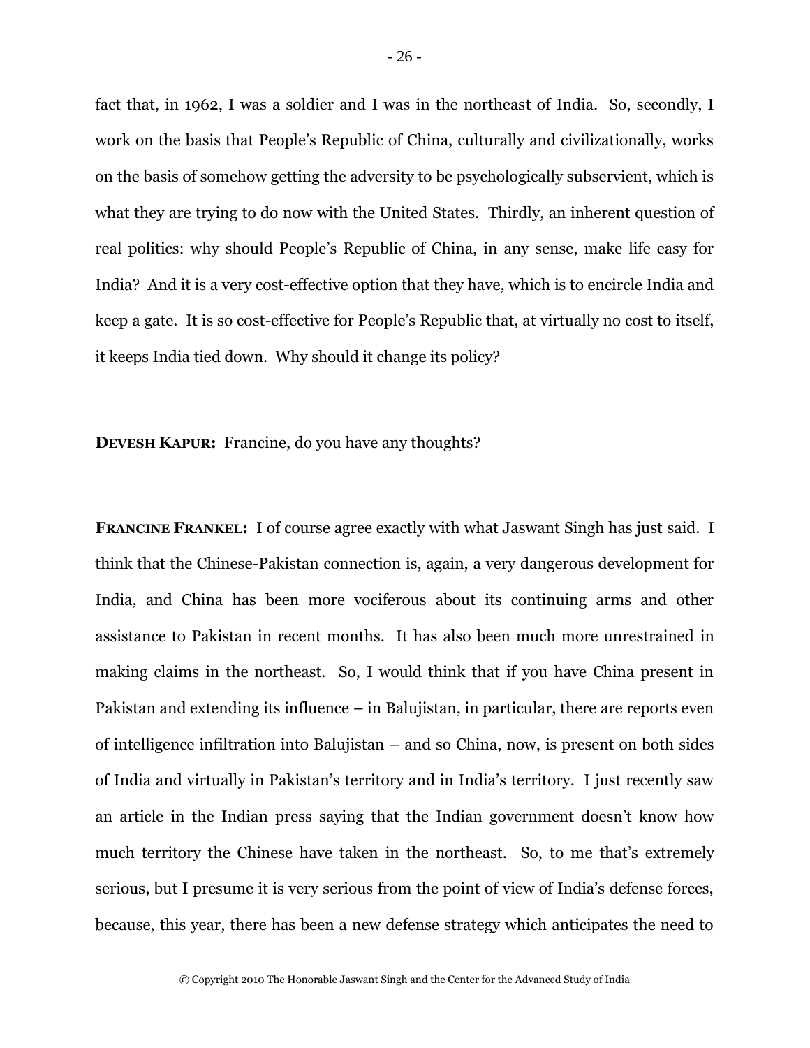fact that, in 1962, I was a soldier and I was in the northeast of India. So, secondly, I work on the basis that People's Republic of China, culturally and civilizationally, works on the basis of somehow getting the adversity to be psychologically subservient, which is what they are trying to do now with the United States. Thirdly, an inherent question of real politics: why should People's Republic of China, in any sense, make life easy for India? And it is a very cost-effective option that they have, which is to encircle India and keep a gate. It is so cost-effective for People's Republic that, at virtually no cost to itself, it keeps India tied down. Why should it change its policy?

**DEVESH KAPUR:** Francine, do you have any thoughts?

**FRANCINE FRANKEL:** I of course agree exactly with what Jaswant Singh has just said. I think that the Chinese-Pakistan connection is, again, a very dangerous development for India, and China has been more vociferous about its continuing arms and other assistance to Pakistan in recent months. It has also been much more unrestrained in making claims in the northeast. So, I would think that if you have China present in Pakistan and extending its influence – in Balujistan, in particular, there are reports even of intelligence infiltration into Balujistan – and so China, now, is present on both sides of India and virtually in Pakistan's territory and in India's territory. I just recently saw an article in the Indian press saying that the Indian government doesn't know how much territory the Chinese have taken in the northeast. So, to me that's extremely serious, but I presume it is very serious from the point of view of India's defense forces, because, this year, there has been a new defense strategy which anticipates the need to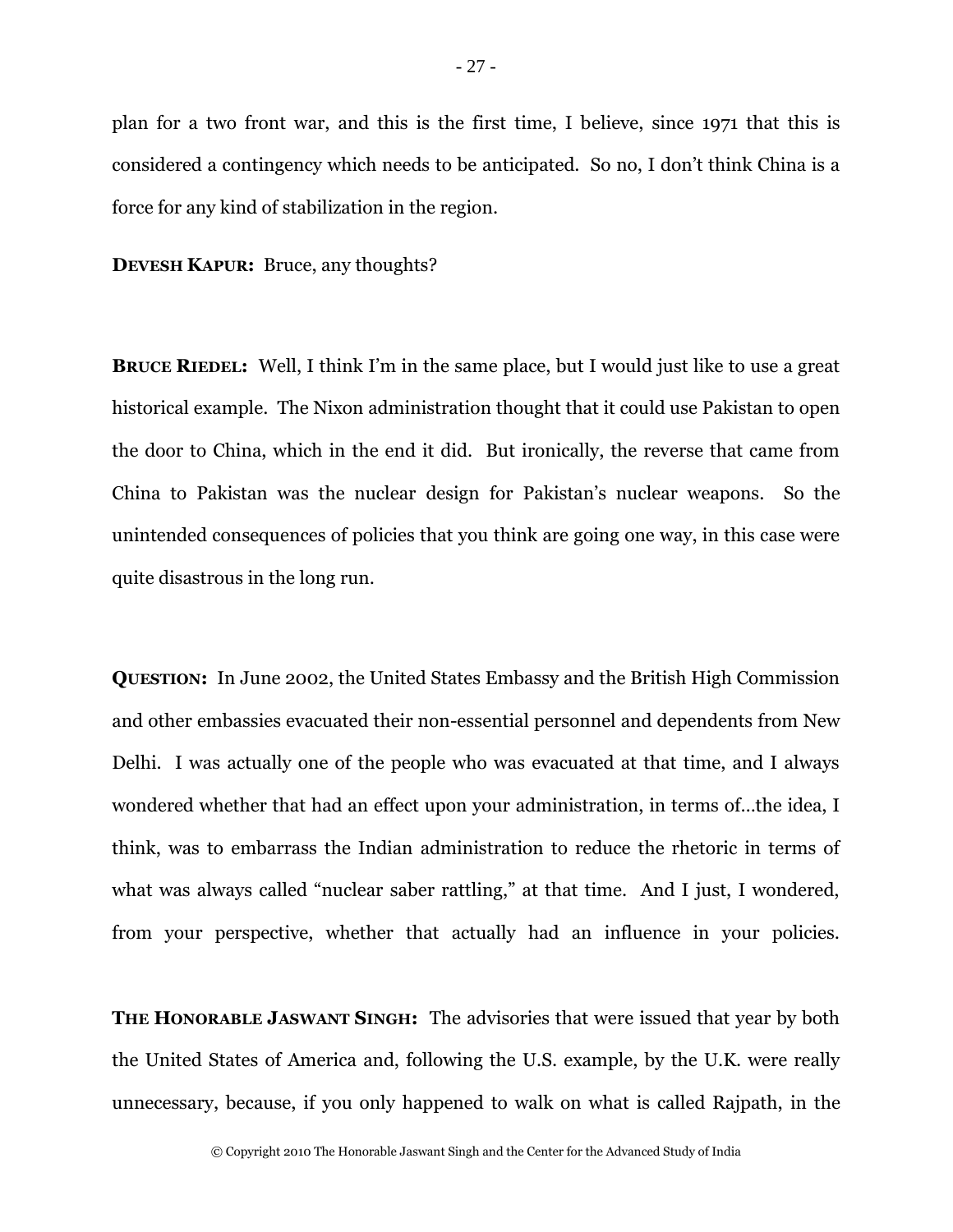plan for a two front war, and this is the first time, I believe, since 1971 that this is considered a contingency which needs to be anticipated. So no, I don't think China is a force for any kind of stabilization in the region.

**DEVESH KAPUR:** Bruce, any thoughts?

**BRUCE RIEDEL:** Well, I think I'm in the same place, but I would just like to use a great historical example. The Nixon administration thought that it could use Pakistan to open the door to China, which in the end it did. But ironically, the reverse that came from China to Pakistan was the nuclear design for Pakistan's nuclear weapons. So the unintended consequences of policies that you think are going one way, in this case were quite disastrous in the long run.

**QUESTION:** In June 2002, the United States Embassy and the British High Commission and other embassies evacuated their non-essential personnel and dependents from New Delhi. I was actually one of the people who was evacuated at that time, and I always wondered whether that had an effect upon your administration, in terms of…the idea, I think, was to embarrass the Indian administration to reduce the rhetoric in terms of what was always called "nuclear saber rattling," at that time. And I just, I wondered, from your perspective, whether that actually had an influence in your policies.

**THE HONORABLE JASWANT SINGH:** The advisories that were issued that year by both the United States of America and, following the U.S. example, by the U.K. were really unnecessary, because, if you only happened to walk on what is called Rajpath, in the

© Copyright 2010 The Honorable Jaswant Singh and the Center for the Advanced Study of India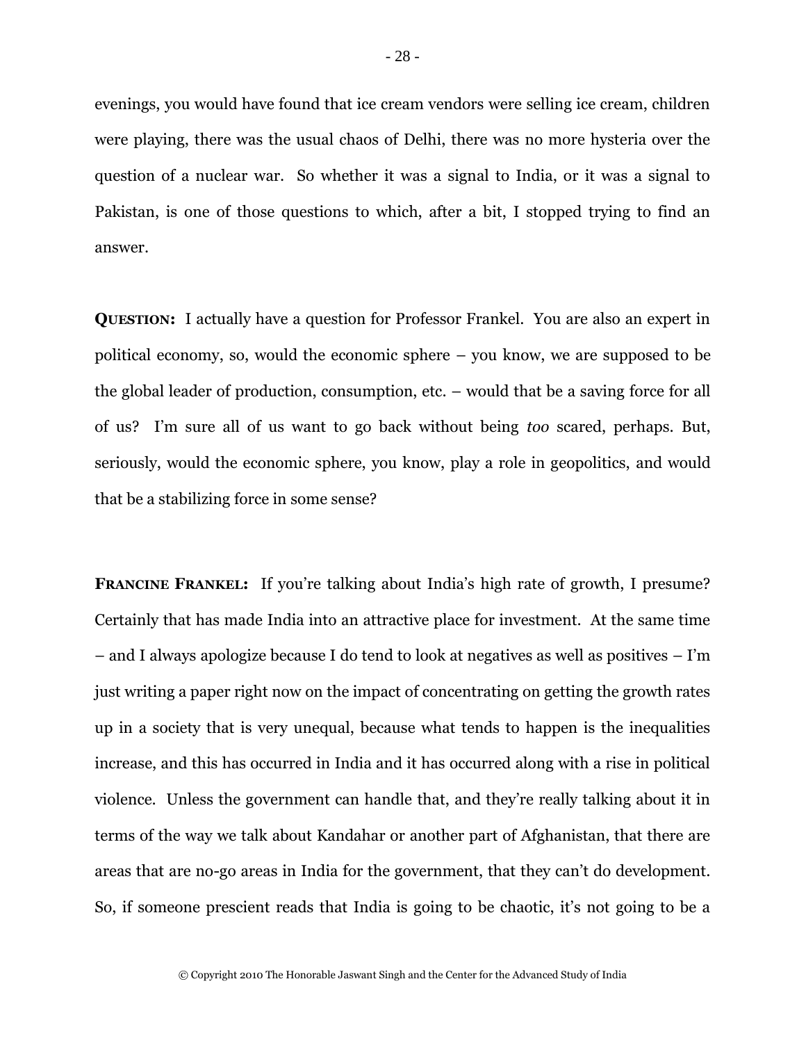evenings, you would have found that ice cream vendors were selling ice cream, children were playing, there was the usual chaos of Delhi, there was no more hysteria over the question of a nuclear war. So whether it was a signal to India, or it was a signal to Pakistan, is one of those questions to which, after a bit, I stopped trying to find an answer.

**QUESTION:** I actually have a question for Professor Frankel. You are also an expert in political economy, so, would the economic sphere – you know, we are supposed to be the global leader of production, consumption, etc. – would that be a saving force for all of us? I'm sure all of us want to go back without being *too* scared, perhaps. But, seriously, would the economic sphere, you know, play a role in geopolitics, and would that be a stabilizing force in some sense?

**FRANCINE FRANKEL:** If you're talking about India's high rate of growth, I presume? Certainly that has made India into an attractive place for investment. At the same time – and I always apologize because I do tend to look at negatives as well as positives – I'm just writing a paper right now on the impact of concentrating on getting the growth rates up in a society that is very unequal, because what tends to happen is the inequalities increase, and this has occurred in India and it has occurred along with a rise in political violence. Unless the government can handle that, and they're really talking about it in terms of the way we talk about Kandahar or another part of Afghanistan, that there are areas that are no-go areas in India for the government, that they can't do development. So, if someone prescient reads that India is going to be chaotic, it's not going to be a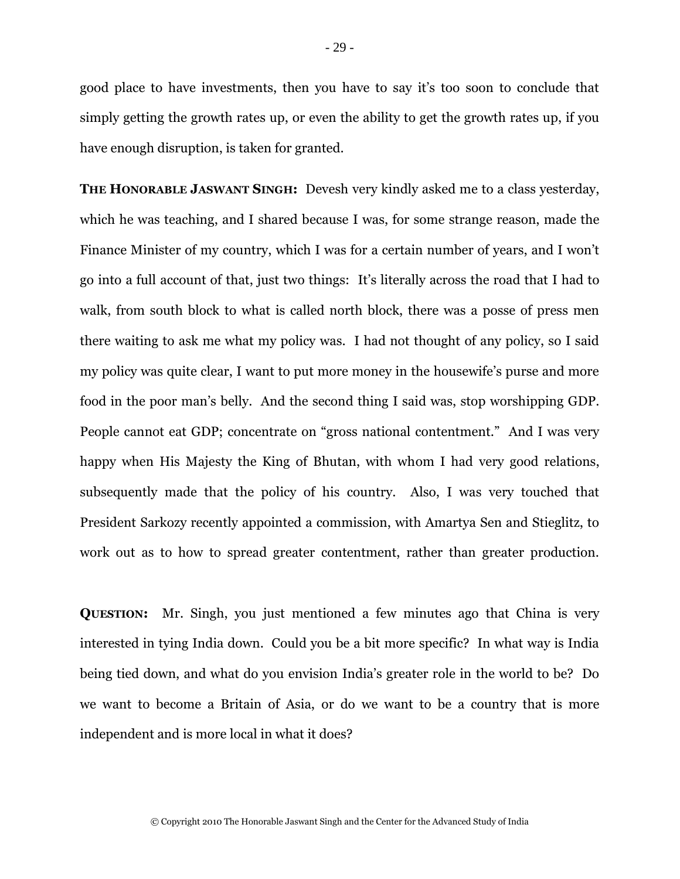good place to have investments, then you have to say it's too soon to conclude that simply getting the growth rates up, or even the ability to get the growth rates up, if you have enough disruption, is taken for granted.

**THE HONORABLE JASWANT SINGH:** Devesh very kindly asked me to a class yesterday, which he was teaching, and I shared because I was, for some strange reason, made the Finance Minister of my country, which I was for a certain number of years, and I won't go into a full account of that, just two things: It's literally across the road that I had to walk, from south block to what is called north block, there was a posse of press men there waiting to ask me what my policy was. I had not thought of any policy, so I said my policy was quite clear, I want to put more money in the housewife's purse and more food in the poor man's belly. And the second thing I said was, stop worshipping GDP. People cannot eat GDP; concentrate on "gross national contentment." And I was very happy when His Majesty the King of Bhutan, with whom I had very good relations, subsequently made that the policy of his country. Also, I was very touched that President Sarkozy recently appointed a commission, with Amartya Sen and Stieglitz, to work out as to how to spread greater contentment, rather than greater production.

**QUESTION:** Mr. Singh, you just mentioned a few minutes ago that China is very interested in tying India down. Could you be a bit more specific? In what way is India being tied down, and what do you envision India's greater role in the world to be? Do we want to become a Britain of Asia, or do we want to be a country that is more independent and is more local in what it does?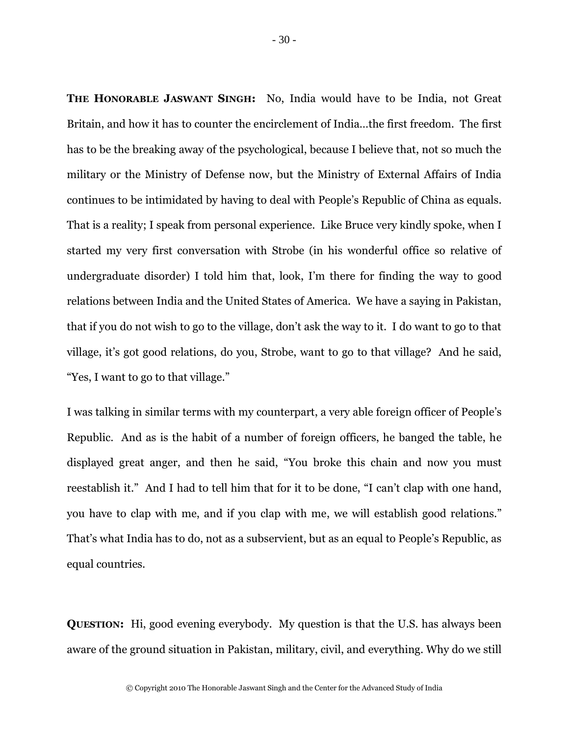**THE HONORABLE JASWANT SINGH:** No, India would have to be India, not Great Britain, and how it has to counter the encirclement of India…the first freedom. The first has to be the breaking away of the psychological, because I believe that, not so much the military or the Ministry of Defense now, but the Ministry of External Affairs of India continues to be intimidated by having to deal with People's Republic of China as equals. That is a reality; I speak from personal experience. Like Bruce very kindly spoke, when I started my very first conversation with Strobe (in his wonderful office so relative of undergraduate disorder) I told him that, look, I'm there for finding the way to good relations between India and the United States of America. We have a saying in Pakistan, that if you do not wish to go to the village, don't ask the way to it. I do want to go to that village, it's got good relations, do you, Strobe, want to go to that village? And he said, "Yes, I want to go to that village."

I was talking in similar terms with my counterpart, a very able foreign officer of People's Republic. And as is the habit of a number of foreign officers, he banged the table, he displayed great anger, and then he said, "You broke this chain and now you must reestablish it." And I had to tell him that for it to be done, "I can't clap with one hand, you have to clap with me, and if you clap with me, we will establish good relations." That's what India has to do, not as a subservient, but as an equal to People's Republic, as equal countries.

**QUESTION:** Hi, good evening everybody. My question is that the U.S. has always been aware of the ground situation in Pakistan, military, civil, and everything. Why do we still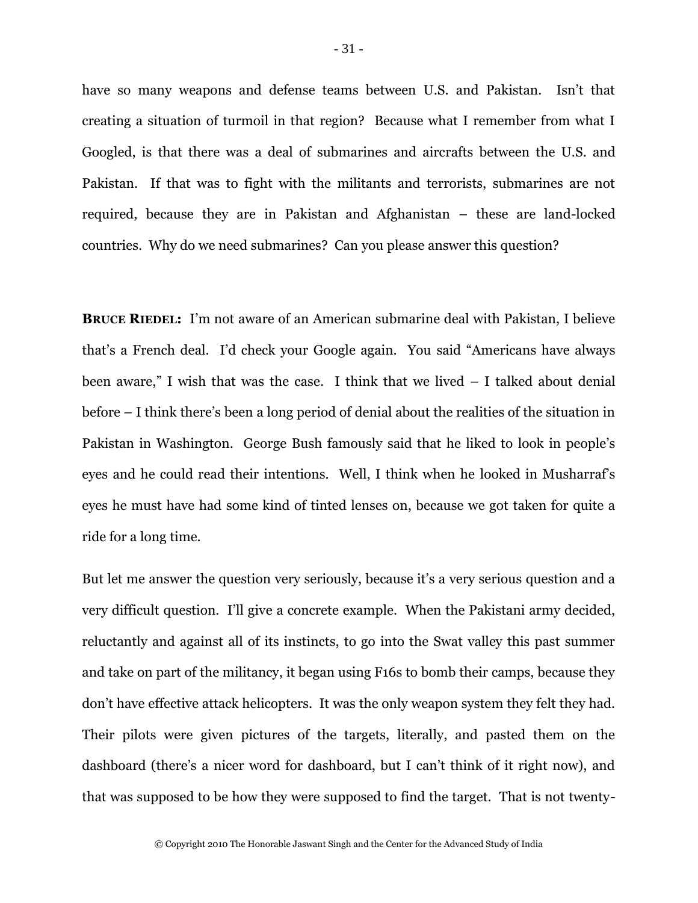have so many weapons and defense teams between U.S. and Pakistan. Isn't that creating a situation of turmoil in that region? Because what I remember from what I Googled, is that there was a deal of submarines and aircrafts between the U.S. and Pakistan. If that was to fight with the militants and terrorists, submarines are not required, because they are in Pakistan and Afghanistan – these are land-locked countries. Why do we need submarines? Can you please answer this question?

**BRUCE RIEDEL:** I'm not aware of an American submarine deal with Pakistan, I believe that's a French deal. I'd check your Google again. You said "Americans have always been aware," I wish that was the case. I think that we lived – I talked about denial before – I think there's been a long period of denial about the realities of the situation in Pakistan in Washington. George Bush famously said that he liked to look in people's eyes and he could read their intentions. Well, I think when he looked in Musharraf's eyes he must have had some kind of tinted lenses on, because we got taken for quite a ride for a long time.

But let me answer the question very seriously, because it's a very serious question and a very difficult question. I'll give a concrete example. When the Pakistani army decided, reluctantly and against all of its instincts, to go into the Swat valley this past summer and take on part of the militancy, it began using F16s to bomb their camps, because they don't have effective attack helicopters. It was the only weapon system they felt they had. Their pilots were given pictures of the targets, literally, and pasted them on the dashboard (there's a nicer word for dashboard, but I can't think of it right now), and that was supposed to be how they were supposed to find the target. That is not twenty-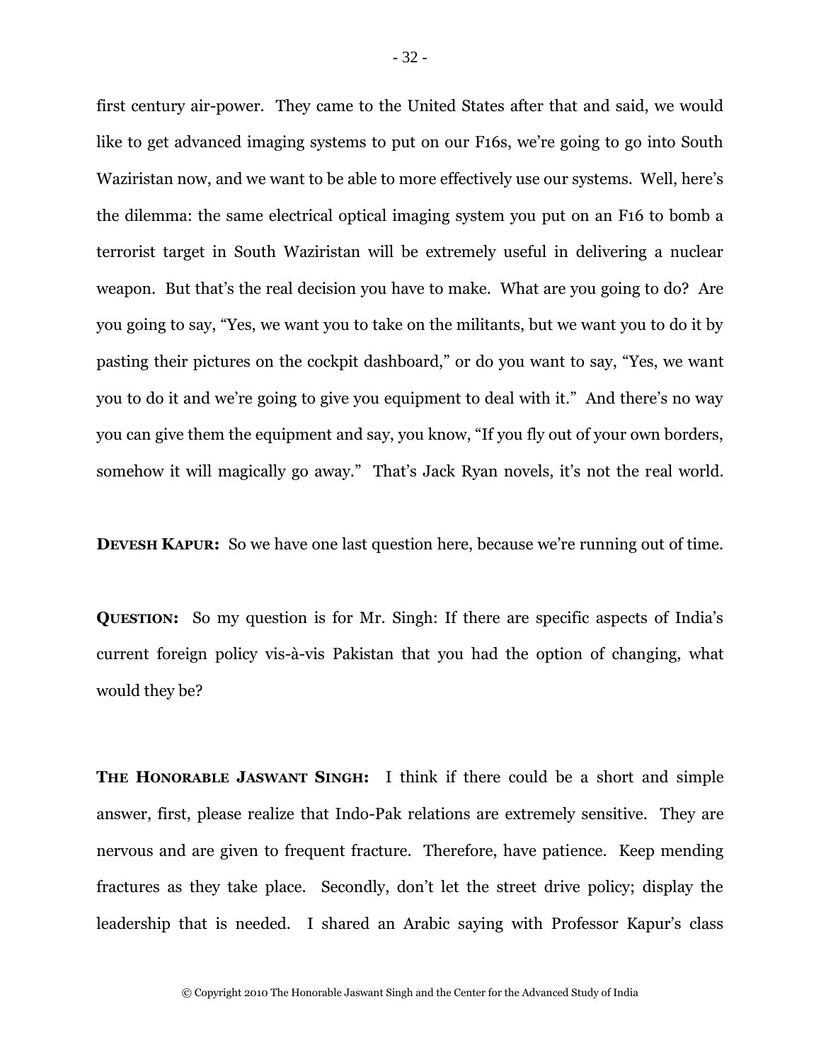first century air-power. They came to the United States after that and said, we would like to get advanced imaging systems to put on our F16s, we're going to go into South Waziristan now, and we want to be able to more effectively use our systems. Well, here's the dilemma: the same electrical optical imaging system you put on an F16 to bomb a terrorist target in South Waziristan will be extremely useful in delivering a nuclear weapon. But that's the real decision you have to make. What are you going to do? Are you going to say, "Yes, we want you to take on the militants, but we want you to do it by pasting their pictures on the cockpit dashboard," or do you want to say, "Yes, we want you to do it and we're going to give you equipment to deal with it." And there's no way you can give them the equipment and say, you know, "If you fly out of your own borders, somehow it will magically go away." That's Jack Ryan novels, it's not the real world.

**DEVESH KAPUR:** So we have one last question here, because we're running out of time.

**QUESTION:** So my question is for Mr. Singh: If there are specific aspects of India's current foreign policy vis-à-vis Pakistan that you had the option of changing, what would they be?

**THE HONORABLE JASWANT SINGH:** I think if there could be a short and simple answer, first, please realize that Indo-Pak relations are extremely sensitive. They are nervous and are given to frequent fracture. Therefore, have patience. Keep mending fractures as they take place. Secondly, don't let the street drive policy; display the leadership that is needed. I shared an Arabic saying with Professor Kapur's class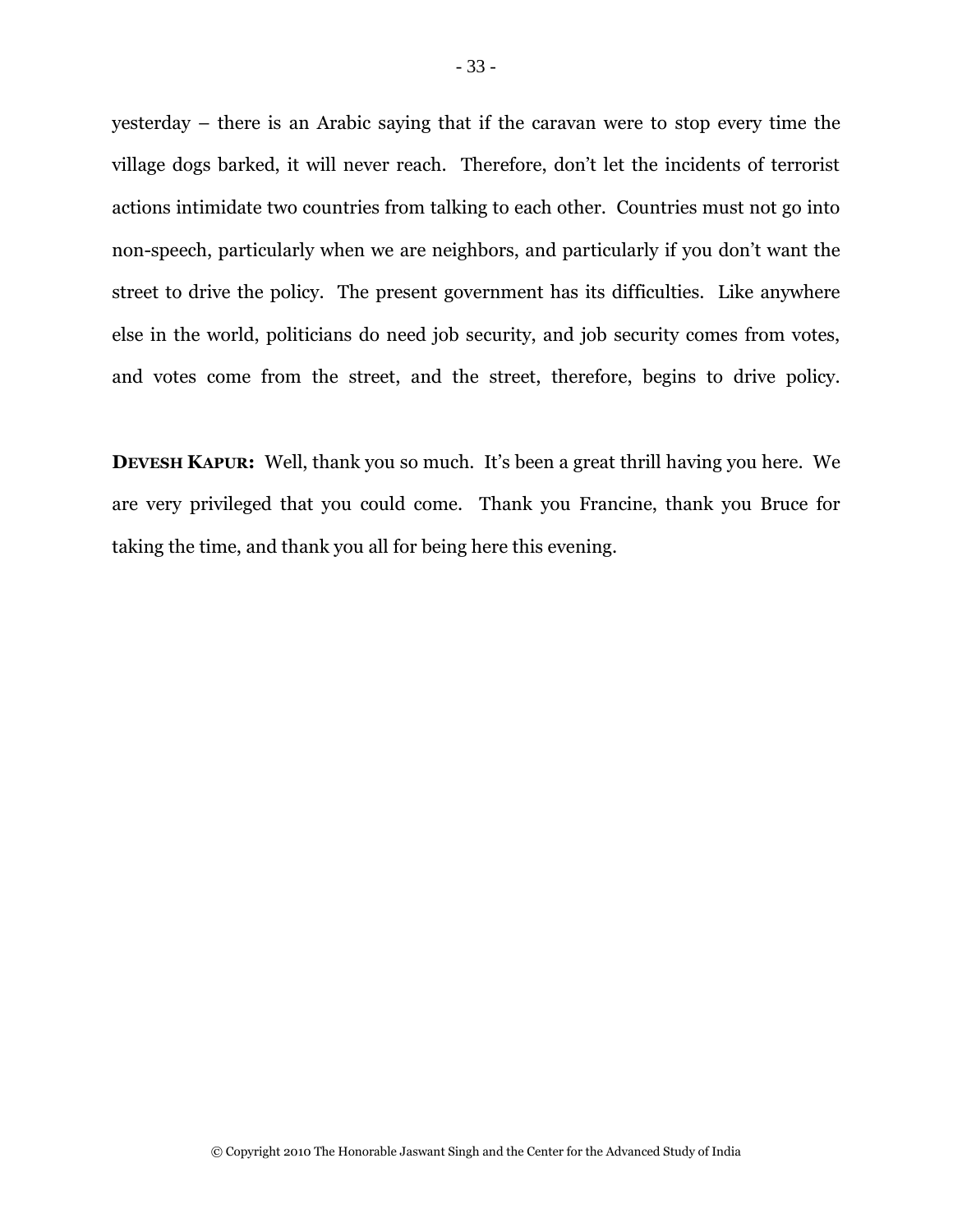yesterday – there is an Arabic saying that if the caravan were to stop every time the village dogs barked, it will never reach. Therefore, don't let the incidents of terrorist actions intimidate two countries from talking to each other. Countries must not go into non-speech, particularly when we are neighbors, and particularly if you don't want the street to drive the policy. The present government has its difficulties. Like anywhere else in the world, politicians do need job security, and job security comes from votes, and votes come from the street, and the street, therefore, begins to drive policy.

**DEVESH KAPUR:** Well, thank you so much. It's been a great thrill having you here. We are very privileged that you could come. Thank you Francine, thank you Bruce for taking the time, and thank you all for being here this evening.